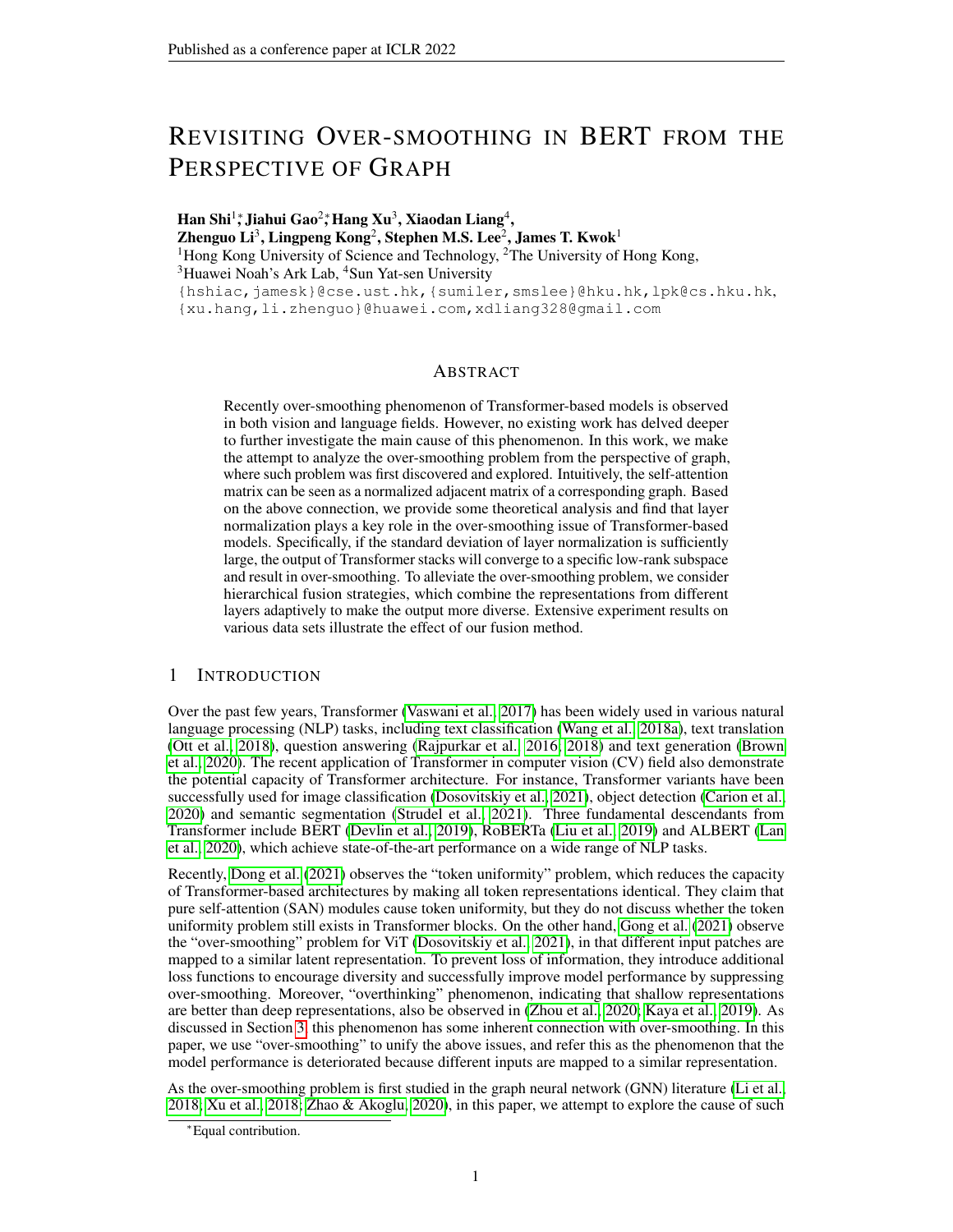# REVISITING OVER-SMOOTHING IN BERT FROM THE PERSPECTIVE OF GRAPH

**Han Shi**[1]\*, **Jiahui Gao**[2]\*, **Hang Xu**[3], **Xiaodan Liang**[4],
**Zhenguo Li**[3], **Lingpeng Kong**[2], **Stephen M.S. Lee**[2], **James T. Kwok**[1]

[1]Hong Kong University of Science and Technology, [2]The University of Hong Kong,
[3]Huawei Noah's Ark Lab, [4]Sun Yat-sen University

{hshiac,jamesk}@cse.ust.hk, {sumiler,smslee}@hku.hk, lpk@cs.hku.hk,
{xu.hang,li.zhenguo}@huawei.com, xdliang328@gmail.com

## ABSTRACT

Recently over-smoothing phenomenon of Transformer-based models is observed in both vision and language fields. However, no existing work has delved deeper to further investigate the main cause of this phenomenon. In this work, we make the attempt to analyze the over-smoothing problem from the perspective of graph, where such problem was first discovered and explored. Intuitively, the self-attention matrix can be seen as a normalized adjacent matrix of a corresponding graph. Based on the above connection, we provide some theoretical analysis and find that layer normalization plays a key role in the over-smoothing issue of Transformer-based models. Specifically, if the standard deviation of layer normalization is sufficiently large, the output of Transformer stacks will converge to a specific low-rank subspace and result in over-smoothing. To alleviate the over-smoothing problem, we consider hierarchical fusion strategies, which combine the representations from different layers adaptively to make the output more diverse. Extensive experiment results on various data sets illustrate the effect of our fusion method.

## 1 INTRODUCTION

Over the past few years, Transformer (Vaswani et al., 2017) has been widely used in various natural language processing (NLP) tasks, including text classification (Wang et al., 2018a), text translation (Ott et al., 2018), question answering (Rajpurkar et al., 2016; 2018) and text generation (Brown et al., 2020). The recent application of Transformer in computer vision (CV) field also demonstrate the potential capacity of Transformer architecture. For instance, Transformer variants have been successfully used for image classification (Dosovitskiy et al., 2021), object detection (Carion et al., 2020) and semantic segmentation (Strudel et al., 2021). Three fundamental descendants from Transformer include BERT (Devlin et al., 2019), RoBERTa (Liu et al., 2019) and ALBERT (Lan et al., 2020), which achieve state-of-the-art performance on a wide range of NLP tasks.

Recently, Dong et al. (2021) observes the "token uniformity" problem, which reduces the capacity of Transformer-based architectures by making all token representations identical. They claim that pure self-attention (SAN) modules cause token uniformity, but they do not discuss whether the token uniformity problem still exists in Transformer blocks. On the other hand, Gong et al. (2021) observe the "over-smoothing" problem for ViT (Dosovitskiy et al., 2021), in that different input patches are mapped to a similar latent representation. To prevent loss of information, they introduce additional loss functions to encourage diversity and successfully improve model performance by suppressing over-smoothing. Moreover, "overthinking" phenomenon, indicating that shallow representations are better than deep representations, also be observed in (Zhou et al., 2020; Kaya et al., 2019). As discussed in Section 3, this phenomenon has some inherent connection with over-smoothing. In this paper, we use "over-smoothing" to unify the above issues, and refer this as the phenomenon that the model performance is deteriorated because different inputs are mapped to a similar representation.

As the over-smoothing problem is first studied in the graph neural network (GNN) literature (Li et al., 2018; Xu et al., 2018; Zhao & Akoglu, 2020), in this paper, we attempt to explore the cause of such

\*Equal contribution.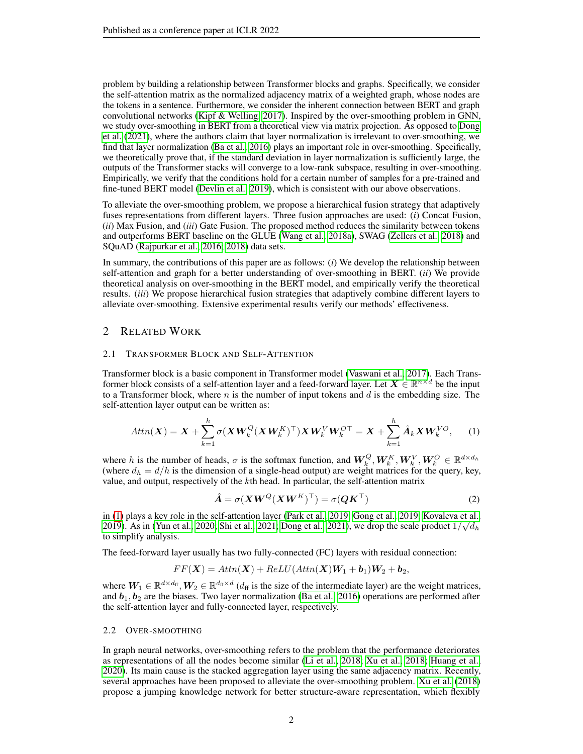problem by building a relationship between Transformer blocks and graphs. Specifically, we consider the self-attention matrix as the normalized adjacency matrix of a weighted graph, whose nodes are the tokens in a sentence. Furthermore, we consider the inherent connection between BERT and graph convolutional networks (Kipf & Welling, 2017). Inspired by the over-smoothing problem in GNN, we study over-smoothing in BERT from a theoretical view via matrix projection. As opposed to Dong et al. (2021), where the authors claim that layer normalization is irrelevant to over-smoothing, we find that layer normalization (Ba et al., 2016) plays an important role in over-smoothing. Specifically, we theoretically prove that, if the standard deviation in layer normalization is sufficiently large, the outputs of the Transformer stacks will converge to a low-rank subspace, resulting in over-smoothing. Empirically, we verify that the conditions hold for a certain number of samples for a pre-trained and fine-tuned BERT model (Devlin et al., 2019), which is consistent with our above observations.

To alleviate the over-smoothing problem, we propose a hierarchical fusion strategy that adaptively fuses representations from different layers. Three fusion approaches are used: (*i*) Concat Fusion, (*ii*) Max Fusion, and (*iii*) Gate Fusion. The proposed method reduces the similarity between tokens and outperforms BERT baseline on the GLUE (Wang et al., 2018a), SWAG (Zellers et al., 2018) and SQuAD (Rajpurkar et al., 2016; 2018) data sets.

In summary, the contributions of this paper are as follows: (*i*) We develop the relationship between self-attention and graph for a better understanding of over-smoothing in BERT. (*ii*) We provide theoretical analysis on over-smoothing in the BERT model, and empirically verify the theoretical results. (*iii*) We propose hierarchical fusion strategies that adaptively combine different layers to alleviate over-smoothing. Extensive experimental results verify our methods' effectiveness.

## 2 Related Work

### 2.1 Transformer Block and Self-Attention

Transformer block is a basic component in Transformer model (Vaswani et al., 2017). Each Transformer block consists of a self-attention layer and a feed-forward layer. Let $\boldsymbol{X} \in \mathbb{R}^{n \times d}$ be the input to a Transformer block, where $n$ is the number of input tokens and $d$ is the embedding size. The self-attention layer output can be written as:

$$Attn(\boldsymbol{X}) = \boldsymbol{X} + \sum_{k=1}^{h} \sigma(\boldsymbol{X}\boldsymbol{W}_k^Q(\boldsymbol{X}\boldsymbol{W}_k^K)^\top)\boldsymbol{X}\boldsymbol{W}_k^V\boldsymbol{W}_k^{O\top} = \boldsymbol{X} + \sum_{k=1}^{h} \hat{\boldsymbol{A}}_k \boldsymbol{X}\boldsymbol{W}_k^{VO}, \quad (1)$$

where $h$ is the number of heads, $\sigma$ is the softmax function, and $\boldsymbol{W}_k^Q, \boldsymbol{W}_k^K, \boldsymbol{W}_k^V, \boldsymbol{W}_k^O \in \mathbb{R}^{d \times d_h}$ (where $d_h = d/h$ is the dimension of a single-head output) are weight matrices for the query, key, value, and output, respectively of the $k$th head. In particular, the self-attention matrix

$$\hat{\boldsymbol{A}} = \sigma(\boldsymbol{X}\boldsymbol{W}^Q(\boldsymbol{X}\boldsymbol{W}^K)^\top) = \sigma(\boldsymbol{Q}\boldsymbol{K}^\top) \quad (2)$$

in (1) plays a key role in the self-attention layer (Park et al., 2019; Gong et al., 2019; Kovaleva et al., 2019). As in (Yun et al., 2020; Shi et al., 2021; Dong et al., 2021), we drop the scale product $1/\sqrt{d_h}$ to simplify analysis.

The feed-forward layer usually has two fully-connected (FC) layers with residual connection:

$$FF(\boldsymbol{X}) = Attn(\boldsymbol{X}) + ReLU(Attn(\boldsymbol{X})\boldsymbol{W}_1 + \boldsymbol{b}_1)\boldsymbol{W}_2 + \boldsymbol{b}_2,$$

where $\boldsymbol{W}_1 \in \mathbb{R}^{d \times d_{\text{ff}}}, \boldsymbol{W}_2 \in \mathbb{R}^{d_{\text{ff}} \times d}$ ($d_{\text{ff}}$ is the size of the intermediate layer) are the weight matrices, and $\boldsymbol{b}_1, \boldsymbol{b}_2$ are the biases. Two layer normalization (Ba et al., 2016) operations are performed after the self-attention layer and fully-connected layer, respectively.

### 2.2 Over-smoothing

In graph neural networks, over-smoothing refers to the problem that the performance deteriorates as representations of all the nodes become similar (Li et al., 2018; Xu et al., 2018; Huang et al., 2020). Its main cause is the stacked aggregation layer using the same adjacency matrix. Recently, several approaches have been proposed to alleviate the over-smoothing problem. Xu et al. (2018) propose a jumping knowledge network for better structure-aware representation, which flexibly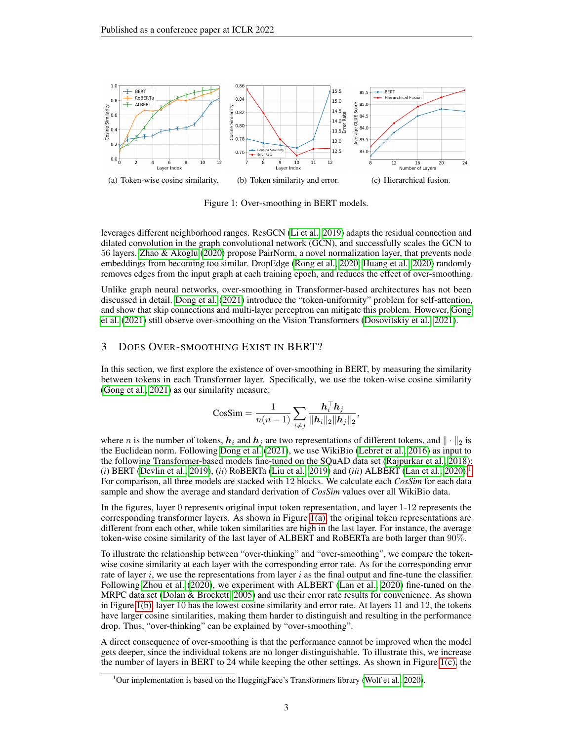(a) Token-wise cosine similarity. (b) Token similarity and error. (c) Hierarchical fusion.

Figure 1: Over-smoothing in BERT models.

leverages different neighborhood ranges. ResGCN (Li et al., 2019) adapts the residual connection and dilated convolution in the graph convolutional network (GCN), and successfully scales the GCN to 56 layers. Zhao & Akoglu (2020) propose PairNorm, a novel normalization layer, that prevents node embeddings from becoming too similar. DropEdge (Rong et al., 2020; Huang et al., 2020) randomly removes edges from the input graph at each training epoch, and reduces the effect of over-smoothing.

Unlike graph neural networks, over-smoothing in Transformer-based architectures has not been discussed in detail. Dong et al. (2021) introduce the "token-uniformity" problem for self-attention, and show that skip connections and multi-layer perceptron can mitigate this problem. However, Gong et al. (2021) still observe over-smoothing on the Vision Transformers (Dosovitskiy et al., 2021).

## 3 Does Over-smoothing Exist in BERT?

In this section, we first explore the existence of over-smoothing in BERT, by measuring the similarity between tokens in each Transformer layer. Specifically, we use the token-wise cosine similarity (Gong et al., 2021) as our similarity measure:

$$\text{CosSim} = \frac{1}{n(n-1)} \sum_{i \neq j} \frac{\boldsymbol{h}_i^\top \boldsymbol{h}_j}{\|\boldsymbol{h}_i\|_2 \|\boldsymbol{h}_j\|_2},$$

where $n$ is the number of tokens, $\boldsymbol{h}_i$ and $\boldsymbol{h}_j$ are two representations of different tokens, and $\|\cdot\|_2$ is the Euclidean norm. Following Dong et al. (2021), we use WikiBio (Lebret et al., 2016) as input to the following Transformer-based models fine-tuned on the SQuAD data set (Rajpurkar et al., 2018): (*i*) BERT (Devlin et al., 2019), (*ii*) RoBERTa (Liu et al., 2019) and (*iii*) ALBERT (Lan et al., 2020).[1] For comparison, all three models are stacked with 12 blocks. We calculate each *CosSim* for each data sample and show the average and standard derivation of *CosSim* values over all WikiBio data.

In the figures, layer 0 represents original input token representation, and layer 1-12 represents the corresponding transformer layers. As shown in Figure 1(a), the original token representations are different from each other, while token similarities are high in the last layer. For instance, the average token-wise cosine similarity of the last layer of ALBERT and RoBERTa are both larger than 90%.

To illustrate the relationship between "over-thinking" and "over-smoothing", we compare the token-wise cosine similarity at each layer with the corresponding error rate. As for the corresponding error rate of layer $i$, we use the representations from layer $i$ as the final output and fine-tune the classifier. Following Zhou et al. (2020), we experiment with ALBERT (Lan et al., 2020) fine-tuned on the MRPC data set (Dolan & Brockett, 2005) and use their error rate results for convenience. As shown in Figure 1(b), layer 10 has the lowest cosine similarity and error rate. At layers 11 and 12, the tokens have larger cosine similarities, making them harder to distinguish and resulting in the performance drop. Thus, "over-thinking" can be explained by "over-smoothing".

A direct consequence of over-smoothing is that the performance cannot be improved when the model gets deeper, since the individual tokens are no longer distinguishable. To illustrate this, we increase the number of layers in BERT to 24 while keeping the other settings. As shown in Figure 1(c), the

[1] Our implementation is based on the HuggingFace's Transformers library (Wolf et al., 2020).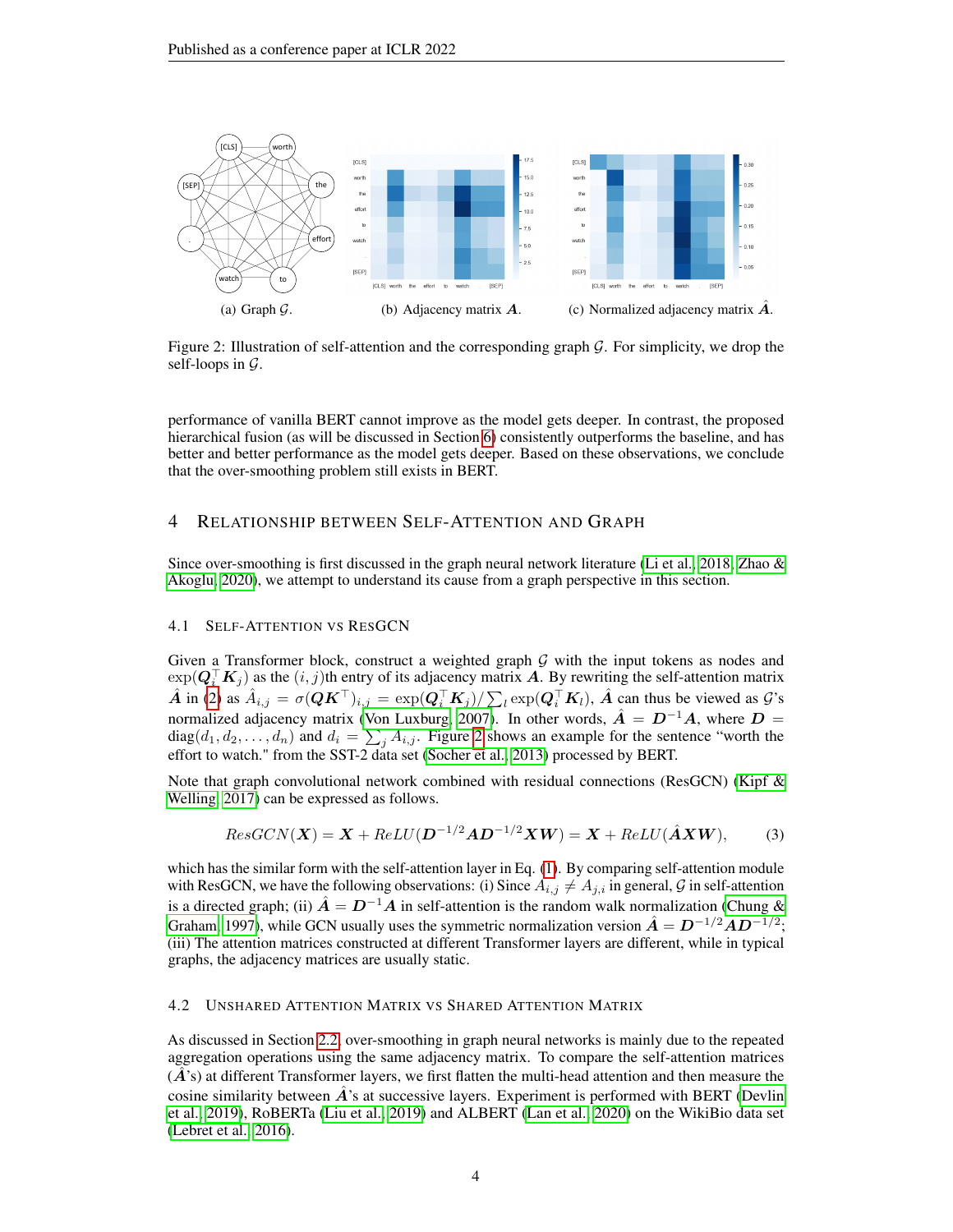(a) Graph $\mathcal{G}$. (b) Adjacency matrix $\boldsymbol{A}$. (c) Normalized adjacency matrix $\hat{\boldsymbol{A}}$.

Figure 2: Illustration of self-attention and the corresponding graph $\mathcal{G}$. For simplicity, we drop the self-loops in $\mathcal{G}$.

performance of vanilla BERT cannot improve as the model gets deeper. In contrast, the proposed hierarchical fusion (as will be discussed in Section 6) consistently outperforms the baseline, and has better and better performance as the model gets deeper. Based on these observations, we conclude that the over-smoothing problem still exists in BERT.

## 4 Relationship between Self-Attention and Graph

Since over-smoothing is first discussed in the graph neural network literature (Li et al., 2018; Zhao & Akoglu, 2020), we attempt to understand its cause from a graph perspective in this section.

### 4.1 Self-Attention vs ResGCN

Given a Transformer block, construct a weighted graph $\mathcal{G}$ with the input tokens as nodes and $\exp(\boldsymbol{Q}_i^\top \boldsymbol{K}_j)$ as the $(i,j)$th entry of its adjacency matrix $\boldsymbol{A}$. By rewriting the self-attention matrix $\hat{\boldsymbol{A}}$ in (2) as $\hat{A}_{i,j} = \sigma(\boldsymbol{Q}\boldsymbol{K}^\top)_{i,j} = \exp(\boldsymbol{Q}_i^\top \boldsymbol{K}_j)/\sum_l \exp(\boldsymbol{Q}_i^\top \boldsymbol{K}_l)$, $\hat{\boldsymbol{A}}$ can thus be viewed as $\mathcal{G}$'s normalized adjacency matrix (Von Luxburg, 2007). In other words, $\hat{\boldsymbol{A}} = \boldsymbol{D}^{-1}\boldsymbol{A}$, where $\boldsymbol{D} = \text{diag}(d_1, d_2, \dots, d_n)$ and $d_i = \sum_j A_{i,j}$. Figure 2 shows an example for the sentence "worth the effort to watch." from the SST-2 data set (Socher et al., 2013) processed by BERT.

Note that graph convolutional network combined with residual connections (ResGCN) (Kipf & Welling, 2017) can be expressed as follows.

$$
ResGCN(\boldsymbol{X}) = \boldsymbol{X} + ReLU(\boldsymbol{D}^{-1/2}\boldsymbol{A}\boldsymbol{D}^{-1/2}\boldsymbol{X}\boldsymbol{W}) = \boldsymbol{X} + ReLU(\hat{\boldsymbol{A}}\boldsymbol{X}\boldsymbol{W}), \tag{3}
$$

which has the similar form with the self-attention layer in Eq. (1). By comparing self-attention module with ResGCN, we have the following observations: (i) Since $A_{i,j} \neq A_{j,i}$ in general, $\mathcal{G}$ in self-attention is a directed graph; (ii) $\hat{\boldsymbol{A}} = \boldsymbol{D}^{-1}\boldsymbol{A}$ in self-attention is the random walk normalization (Chung & Graham, 1997), while GCN usually uses the symmetric normalization version $\hat{\boldsymbol{A}} = \boldsymbol{D}^{-1/2}\boldsymbol{A}\boldsymbol{D}^{-1/2}$; (iii) The attention matrices constructed at different Transformer layers are different, while in typical graphs, the adjacency matrices are usually static.

### 4.2 Unshared Attention Matrix vs Shared Attention Matrix

As discussed in Section 2.2, over-smoothing in graph neural networks is mainly due to the repeated aggregation operations using the same adjacency matrix. To compare the self-attention matrices ($\hat{\boldsymbol{A}}$'s) at different Transformer layers, we first flatten the multi-head attention and then measure the cosine similarity between $\hat{\boldsymbol{A}}$'s at successive layers. Experiment is performed with BERT (Devlin et al., 2019), RoBERTa (Liu et al., 2019) and ALBERT (Lan et al., 2020) on the WikiBio data set (Lebret et al., 2016).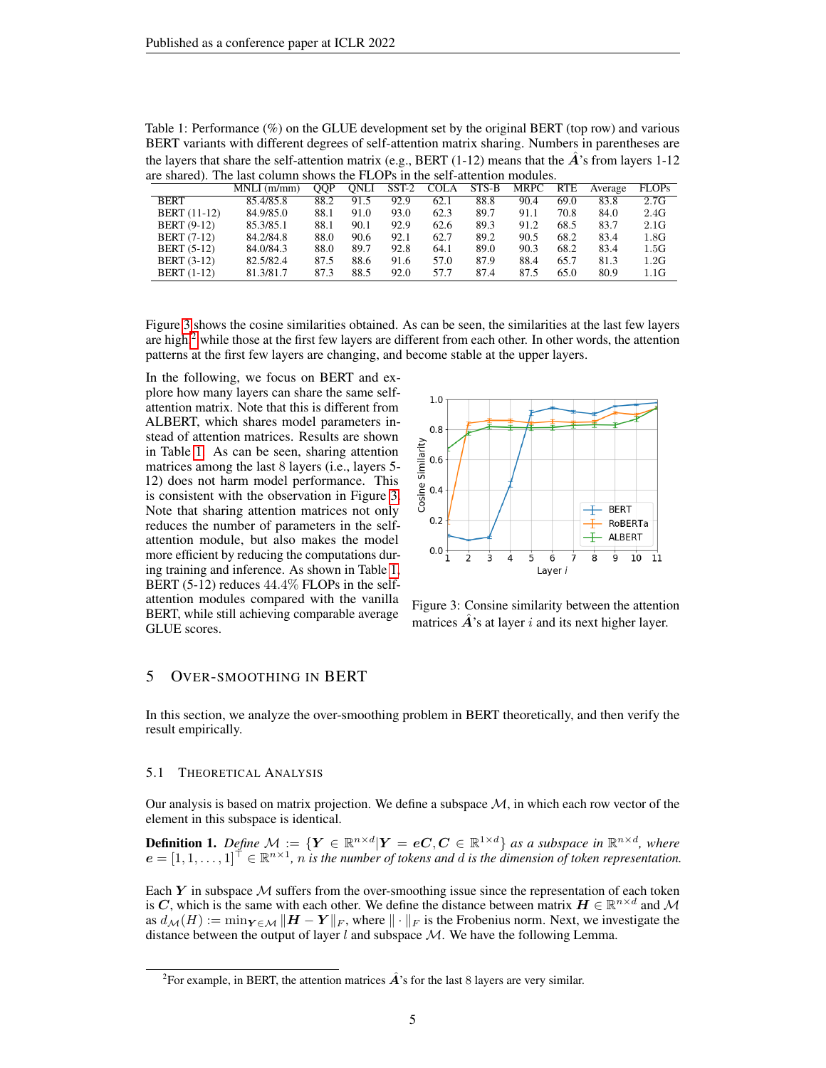Table 1: Performance (%) on the GLUE development set by the original BERT (top row) and various BERT variants with different degrees of self-attention matrix sharing. Numbers in parentheses are the layers that share the self-attention matrix (e.g., BERT (1-12) means that the $\hat{\boldsymbol{A}}$'s from layers 1-12 are shared). The last column shows the FLOPs in the self-attention modules.

| | MNLI (m/mm) | QQP | QNLI | SST-2 | COLA | STS-B | MRPC | RTE | Average | FLOPs |
|---|---|---|---|---|---|---|---|---|---|---|
| BERT | 85.4/85.8 | 88.2 | 91.5 | 92.9 | 62.1 | 88.8 | 90.4 | 69.0 | 83.8 | 2.7G |
| BERT (11-12) | 84.9/85.0 | 88.1 | 91.0 | 93.0 | 62.3 | 89.7 | 91.1 | 70.8 | 84.0 | 2.4G |
| BERT (9-12) | 85.3/85.1 | 88.1 | 90.1 | 92.9 | 62.6 | 89.3 | 91.2 | 68.5 | 83.7 | 2.1G |
| BERT (7-12) | 84.2/84.8 | 88.0 | 90.6 | 92.1 | 62.7 | 89.2 | 90.5 | 68.2 | 83.4 | 1.8G |
| BERT (5-12) | 84.0/84.3 | 88.0 | 89.7 | 92.8 | 64.1 | 89.0 | 90.3 | 68.2 | 83.4 | 1.5G |
| BERT (3-12) | 82.5/82.4 | 87.5 | 88.6 | 91.6 | 57.0 | 87.9 | 88.4 | 65.7 | 81.3 | 1.2G |
| BERT (1-12) | 81.3/81.7 | 87.3 | 88.5 | 92.0 | 57.7 | 87.4 | 87.5 | 65.0 | 80.9 | 1.1G |

Figure 3 shows the cosine similarities obtained. As can be seen, the similarities at the last few layers are high,[2] while those at the first few layers are different from each other. In other words, the attention patterns at the first few layers are changing, and become stable at the upper layers.

In the following, we focus on BERT and explore how many layers can share the same self-attention matrix. Note that this is different from ALBERT, which shares model parameters instead of attention matrices. Results are shown in Table 1. As can be seen, sharing attention matrices among the last 8 layers (i.e., layers 5-12) does not harm model performance. This is consistent with the observation in Figure 3. Note that sharing attention matrices not only reduces the number of parameters in the self-attention module, but also makes the model more efficient by reducing the computations during training and inference. As shown in Table 1, BERT (5-12) reduces 44.4% FLOPs in the self-attention modules compared with the vanilla BERT, while still achieving comparable average GLUE scores.

Figure 3: Consine similarity between the attention matrices $\hat{\boldsymbol{A}}$'s at layer $i$ and its next higher layer.

## 5 Over-smoothing in BERT

In this section, we analyze the over-smoothing problem in BERT theoretically, and then verify the result empirically.

### 5.1 Theoretical Analysis

Our analysis is based on matrix projection. We define a subspace $\mathcal{M}$, in which each row vector of the element in this subspace is identical.

**Definition 1.** *Define* $\mathcal{M} := \{\boldsymbol{Y} \in \mathbb{R}^{n \times d} | \boldsymbol{Y} = \boldsymbol{e}\boldsymbol{C}, \boldsymbol{C} \in \mathbb{R}^{1 \times d}\}$ *as a subspace in* $\mathbb{R}^{n \times d}$*, where* $\boldsymbol{e} = [1, 1, \ldots, 1]^\top \in \mathbb{R}^{n \times 1}$*,* $n$ *is the number of tokens and* $d$ *is the dimension of token representation.*

Each $\boldsymbol{Y}$ in subspace $\mathcal{M}$ suffers from the over-smoothing issue since the representation of each token is $\boldsymbol{C}$, which is the same with each other. We define the distance between matrix $\boldsymbol{H} \in \mathbb{R}^{n \times d}$ and $\mathcal{M}$ as $d_{\mathcal{M}}(H) := \min_{\boldsymbol{Y} \in \mathcal{M}} \|\boldsymbol{H} - \boldsymbol{Y}\|_F$, where $\| \cdot \|_F$ is the Frobenius norm. Next, we investigate the distance between the output of layer $l$ and subspace $\mathcal{M}$. We have the following Lemma.

[2] For example, in BERT, the attention matrices $\hat{\boldsymbol{A}}$'s for the last 8 layers are very similar.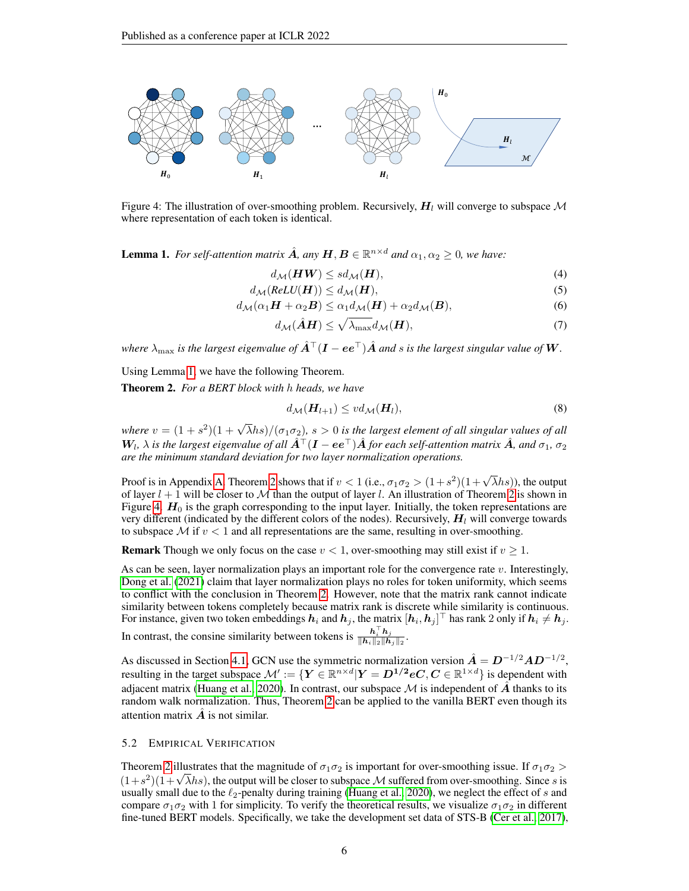Figure 4: The illustration of over-smoothing problem. Recursively, $\boldsymbol{H}_l$ will converge to subspace $\mathcal{M}$ where representation of each token is identical.

**Lemma 1.** *For self-attention matrix $\hat{\boldsymbol{A}}$, any $\boldsymbol{H}, \boldsymbol{B} \in \mathbb{R}^{n \times d}$ and $\alpha_1, \alpha_2 \geq 0$, we have:*

$$d_{\mathcal{M}}(\boldsymbol{H}\boldsymbol{W}) \leq s d_{\mathcal{M}}(\boldsymbol{H}), \tag{4}$$

$$d_{\mathcal{M}}(\mathit{ReLU}(\boldsymbol{H})) \leq d_{\mathcal{M}}(\boldsymbol{H}), \tag{5}$$

$$d_{\mathcal{M}}(\alpha_1 \boldsymbol{H} + \alpha_2 \boldsymbol{B}) \leq \alpha_1 d_{\mathcal{M}}(\boldsymbol{H}) + \alpha_2 d_{\mathcal{M}}(\boldsymbol{B}), \tag{6}$$

$$d_{\mathcal{M}}(\hat{\boldsymbol{A}}\boldsymbol{H}) \leq \sqrt{\lambda_{\max}} d_{\mathcal{M}}(\boldsymbol{H}), \tag{7}$$

*where $\lambda_{\max}$ is the largest eigenvalue of $\hat{\boldsymbol{A}}^\top(\boldsymbol{I} - \boldsymbol{e}\boldsymbol{e}^\top)\hat{\boldsymbol{A}}$ and $s$ is the largest singular value of $\boldsymbol{W}$.*

Using Lemma 1, we have the following Theorem.

**Theorem 2.** *For a BERT block with $h$ heads, we have*

$$d_{\mathcal{M}}(\boldsymbol{H}_{l+1}) \leq v d_{\mathcal{M}}(\boldsymbol{H}_l), \tag{8}$$

*where $v = (1 + s^2)(1 + \sqrt{\lambda} hs)/(\sigma_1 \sigma_2)$, $s > 0$ is the largest element of all singular values of all $\boldsymbol{W}_l$, $\lambda$ is the largest eigenvalue of all $\hat{\boldsymbol{A}}^\top(\boldsymbol{I} - \boldsymbol{e}\boldsymbol{e}^\top)\hat{\boldsymbol{A}}$ for each self-attention matrix $\hat{\boldsymbol{A}}$, and $\sigma_1$, $\sigma_2$ are the minimum standard deviation for two layer normalization operations.*

Proof is in Appendix A. Theorem 2 shows that if $v < 1$ (i.e., $\sigma_1\sigma_2 > (1+s^2)(1+\sqrt{\lambda}hs)$), the output of layer $l+1$ will be closer to $\mathcal{M}$ than the output of layer $l$. An illustration of Theorem 2 is shown in Figure 4. $\boldsymbol{H}_0$ is the graph corresponding to the input layer. Initially, the token representations are very different (indicated by the different colors of the nodes). Recursively, $\boldsymbol{H}_l$ will converge towards to subspace $\mathcal{M}$ if $v < 1$ and all representations are the same, resulting in over-smoothing.

**Remark** Though we only focus on the case $v < 1$, over-smoothing may still exist if $v \geq 1$.

As can be seen, layer normalization plays an important role for the convergence rate $v$. Interestingly, Dong et al. (2021) claim that layer normalization plays no roles for token uniformity, which seems to conflict with the conclusion in Theorem 2. However, note that the matrix rank cannot indicate similarity between tokens completely because matrix rank is discrete while similarity is continuous. For instance, given two token embeddings $\boldsymbol{h}_i$ and $\boldsymbol{h}_j$, the matrix $[\boldsymbol{h}_i, \boldsymbol{h}_j]^\top$ has rank 2 only if $\boldsymbol{h}_i \neq \boldsymbol{h}_j$. In contrast, the consine similarity between tokens is $\frac{\boldsymbol{h}_i^\top \boldsymbol{h}_j}{\|\boldsymbol{h}_i\|_2 \|\boldsymbol{h}_j\|_2}$.

As discussed in Section 4.1, GCN use the symmetric normalization version $\hat{\boldsymbol{A}} = \boldsymbol{D}^{-1/2}\boldsymbol{A}\boldsymbol{D}^{-1/2}$, resulting in the target subspace $\mathcal{M}' := \{\boldsymbol{Y} \in \mathbb{R}^{n \times d} | \boldsymbol{Y} = \boldsymbol{D}^{\mathbf{1/2}}\boldsymbol{e}\boldsymbol{C}, \boldsymbol{C} \in \mathbb{R}^{1 \times d}\}$ is dependent with adjacent matrix (Huang et al., 2020). In contrast, our subspace $\mathcal{M}$ is independent of $\hat{\boldsymbol{A}}$ thanks to its random walk normalization. Thus, Theorem 2 can be applied to the vanilla BERT even though its attention matrix $\hat{\boldsymbol{A}}$ is not similar.

### 5.2 Empirical Verification

Theorem 2 illustrates that the magnitude of $\sigma_1\sigma_2$ is important for over-smoothing issue. If $\sigma_1\sigma_2 > (1+s^2)(1+\sqrt{\lambda}hs)$, the output will be closer to subspace $\mathcal{M}$ suffered from over-smoothing. Since $s$ is usually small due to the $\ell_2$-penalty during training (Huang et al., 2020), we neglect the effect of $s$ and compare $\sigma_1\sigma_2$ with 1 for simplicity. To verify the theoretical results, we visualize $\sigma_1\sigma_2$ in different fine-tuned BERT models. Specifically, we take the development set data of STS-B (Cer et al., 2017),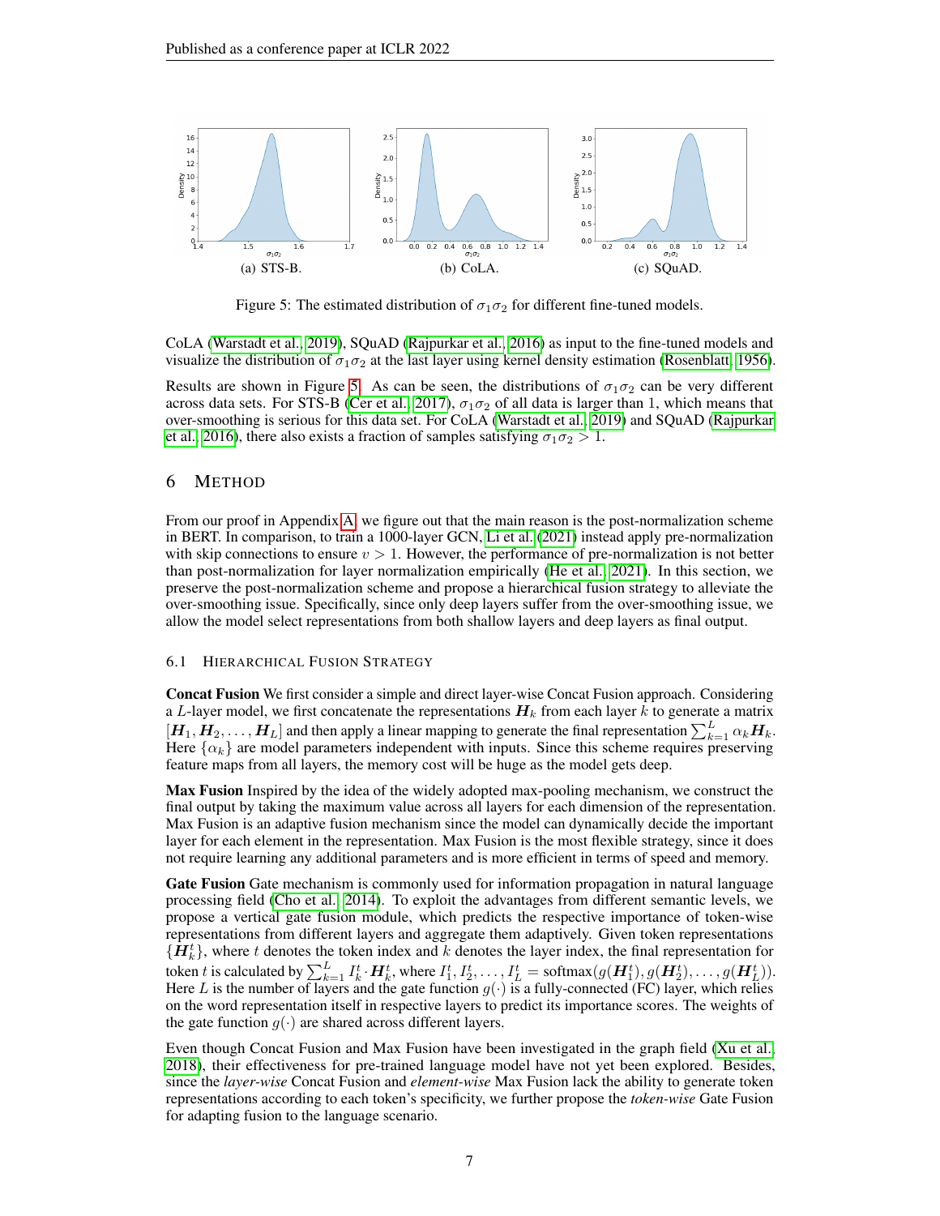(a) STS-B. (b) CoLA. (c) SQuAD.

Figure 5: The estimated distribution of $\sigma_1\sigma_2$ for different fine-tuned models.

CoLA (Warstadt et al., 2019), SQuAD (Rajpurkar et al., 2016) as input to the fine-tuned models and visualize the distribution of $\sigma_1\sigma_2$ at the last layer using kernel density estimation (Rosenblatt, 1956).

Results are shown in Figure 5. As can be seen, the distributions of $\sigma_1\sigma_2$ can be very different across data sets. For STS-B (Cer et al., 2017), $\sigma_1\sigma_2$ of all data is larger than 1, which means that over-smoothing is serious for this data set. For CoLA (Warstadt et al., 2019) and SQuAD (Rajpurkar et al., 2016), there also exists a fraction of samples satisfying $\sigma_1\sigma_2 > 1$.

## 6 Method

From our proof in Appendix A, we figure out that the main reason is the post-normalization scheme in BERT. In comparison, to train a 1000-layer GCN, Li et al. (2021) instead apply pre-normalization with skip connections to ensure $v > 1$. However, the performance of pre-normalization is not better than post-normalization for layer normalization empirically (He et al., 2021). In this section, we preserve the post-normalization scheme and propose a hierarchical fusion strategy to alleviate the over-smoothing issue. Specifically, since only deep layers suffer from the over-smoothing issue, we allow the model select representations from both shallow layers and deep layers as final output.

### 6.1 Hierarchical Fusion Strategy

**Concat Fusion** We first consider a simple and direct layer-wise Concat Fusion approach. Considering a $L$-layer model, we first concatenate the representations $\boldsymbol{H}_k$ from each layer $k$ to generate a matrix $[\boldsymbol{H}_1, \boldsymbol{H}_2, \ldots, \boldsymbol{H}_L]$ and then apply a linear mapping to generate the final representation $\sum_{k=1}^{L} \alpha_k \boldsymbol{H}_k$. Here $\{\alpha_k\}$ are model parameters independent with inputs. Since this scheme requires preserving feature maps from all layers, the memory cost will be huge as the model gets deep.

**Max Fusion** Inspired by the idea of the widely adopted max-pooling mechanism, we construct the final output by taking the maximum value across all layers for each dimension of the representation. Max Fusion is an adaptive fusion mechanism since the model can dynamically decide the important layer for each element in the representation. Max Fusion is the most flexible strategy, since it does not require learning any additional parameters and is more efficient in terms of speed and memory.

**Gate Fusion** Gate mechanism is commonly used for information propagation in natural language processing field (Cho et al., 2014). To exploit the advantages from different semantic levels, we propose a vertical gate fusion module, which predicts the respective importance of token-wise representations from different layers and aggregate them adaptively. Given token representations $\{\boldsymbol{H}_k^t\}$, where $t$ denotes the token index and $k$ denotes the layer index, the final representation for token $t$ is calculated by $\sum_{k=1}^{L} I_k^t \cdot \boldsymbol{H}_k^t$, where $I_1^t, I_2^t, \ldots, I_L^t = \text{softmax}(g(\boldsymbol{H}_1^t), g(\boldsymbol{H}_2^t), \ldots, g(\boldsymbol{H}_L^t))$. Here $L$ is the number of layers and the gate function $g(\cdot)$ is a fully-connected (FC) layer, which relies on the word representation itself in respective layers to predict its importance scores. The weights of the gate function $g(\cdot)$ are shared across different layers.

Even though Concat Fusion and Max Fusion have been investigated in the graph field (Xu et al., 2018), their effectiveness for pre-trained language model have not yet been explored. Besides, since the *layer-wise* Concat Fusion and *element-wise* Max Fusion lack the ability to generate token representations according to each token's specificity, we further propose the *token-wise* Gate Fusion for adapting fusion to the language scenario.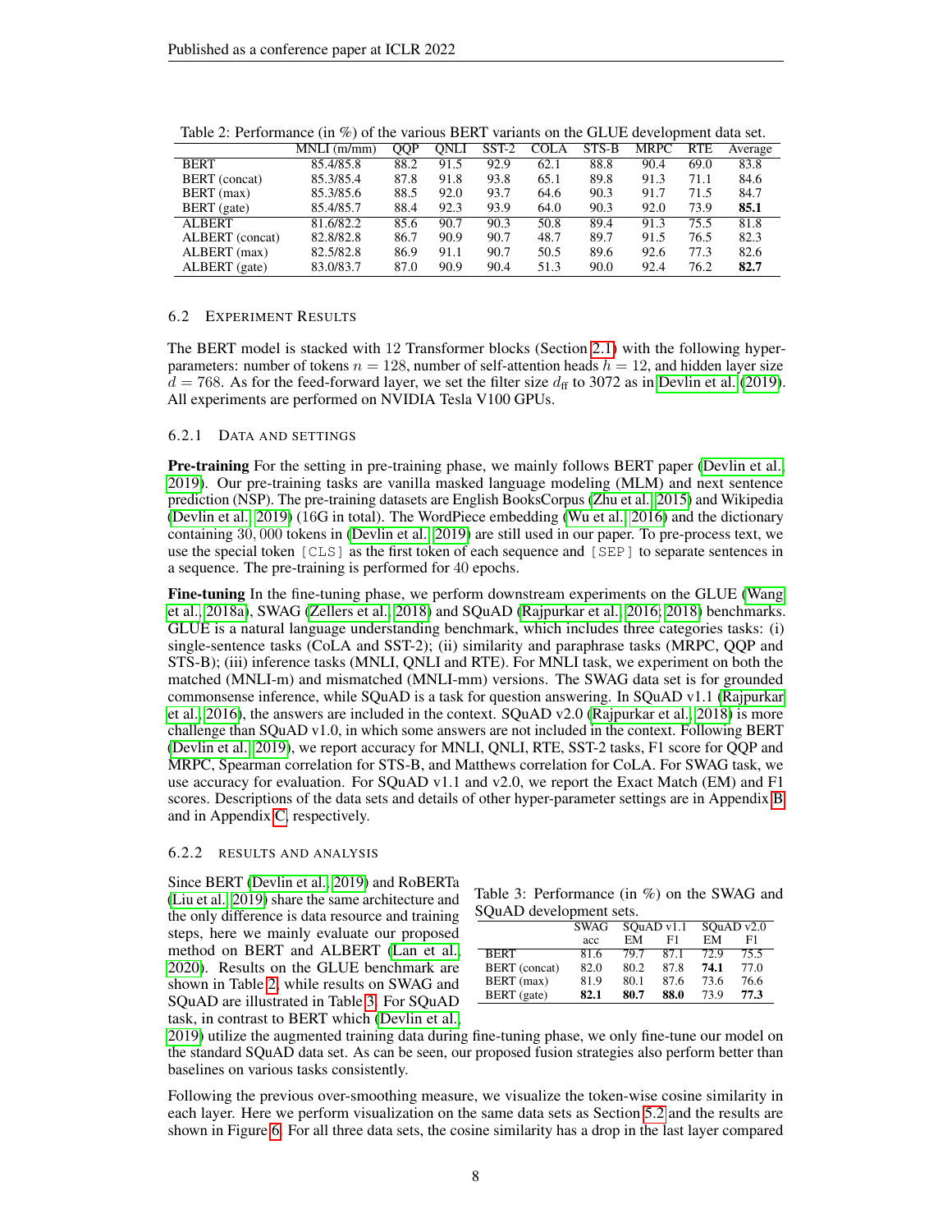Table 2: Performance (in %) of the various BERT variants on the GLUE development data set.

| | MNLI (m/mm) | QQP | QNLI | SST-2 | COLA | STS-B | MRPC | RTE | Average |
|---|---|---|---|---|---|---|---|---|---|
| BERT | 85.4/85.8 | 88.2 | 91.5 | 92.9 | 62.1 | 88.8 | 90.4 | 69.0 | 83.8 |
| BERT (concat) | 85.3/85.4 | 87.8 | 91.8 | 93.8 | 65.1 | 89.8 | 91.3 | 71.1 | 84.6 |
| BERT (max) | 85.3/85.6 | 88.5 | 92.0 | 93.7 | 64.6 | 90.3 | 91.7 | 71.5 | 84.7 |
| BERT (gate) | 85.4/85.7 | 88.4 | 92.3 | 93.9 | 64.0 | 90.3 | 92.0 | 73.9 | **85.1** |
| ALBERT | 81.6/82.2 | 85.6 | 90.7 | 90.3 | 50.8 | 89.4 | 91.3 | 75.5 | 81.8 |
| ALBERT (concat) | 82.8/82.8 | 86.7 | 90.9 | 90.7 | 48.7 | 89.7 | 91.5 | 76.5 | 82.3 |
| ALBERT (max) | 82.5/82.8 | 86.9 | 91.1 | 90.7 | 50.5 | 89.6 | 92.6 | 77.3 | 82.6 |
| ALBERT (gate) | 83.0/83.7 | 87.0 | 90.9 | 90.4 | 51.3 | 90.0 | 92.4 | 76.2 | **82.7** |

### 6.2 Experiment Results

The BERT model is stacked with 12 Transformer blocks (Section 2.1) with the following hyper-parameters: number of tokens $n = 128$, number of self-attention heads $h = 12$, and hidden layer size $d = 768$. As for the feed-forward layer, we set the filter size $d_{ff}$ to 3072 as in Devlin et al. (2019). All experiments are performed on NVIDIA Tesla V100 GPUs.

#### 6.2.1 Data and Settings

**Pre-training** For the setting in pre-training phase, we mainly follows BERT paper (Devlin et al., 2019). Our pre-training tasks are vanilla masked language modeling (MLM) and next sentence prediction (NSP). The pre-training datasets are English BooksCorpus (Zhu et al., 2015) and Wikipedia (Devlin et al., 2019) (16G in total). The WordPiece embedding (Wu et al., 2016) and the dictionary containing 30,000 tokens in (Devlin et al., 2019) are still used in our paper. To pre-process text, we use the special token `[CLS]` as the first token of each sequence and `[SEP]` to separate sentences in a sequence. The pre-training is performed for 40 epochs.

**Fine-tuning** In the fine-tuning phase, we perform downstream experiments on the GLUE (Wang et al., 2018a), SWAG (Zellers et al., 2018) and SQuAD (Rajpurkar et al., 2016; 2018) benchmarks. GLUE is a natural language understanding benchmark, which includes three categories tasks: (i) single-sentence tasks (CoLA and SST-2); (ii) similarity and paraphrase tasks (MRPC, QQP and STS-B); (iii) inference tasks (MNLI, QNLI and RTE). For MNLI task, we experiment on both the matched (MNLI-m) and mismatched (MNLI-mm) versions. The SWAG data set is for grounded commonsense inference, while SQuAD is a task for question answering. In SQuAD v1.1 (Rajpurkar et al., 2016), the answers are included in the context. SQuAD v2.0 (Rajpurkar et al., 2018) is more challenge than SQuAD v1.0, in which some answers are not included in the context. Following BERT (Devlin et al., 2019), we report accuracy for MNLI, QNLI, RTE, SST-2 tasks, F1 score for QQP and MRPC, Spearman correlation for STS-B, and Matthews correlation for CoLA. For SWAG task, we use accuracy for evaluation. For SQuAD v1.1 and v2.0, we report the Exact Match (EM) and F1 scores. Descriptions of the data sets and details of other hyper-parameter settings are in Appendix B and in Appendix C, respectively.

#### 6.2.2 Results and Analysis

Since BERT (Devlin et al., 2019) and RoBERTa (Liu et al., 2019) share the same architecture and the only difference is data resource and training steps, here we mainly evaluate our proposed method on BERT and ALBERT (Lan et al., 2020). Results on the GLUE benchmark are shown in Table 2, while results on SWAG and SQuAD are illustrated in Table 3. For SQuAD task, in contrast to BERT which (Devlin et al., 2019) utilize the augmented training data during fine-tuning phase, we only fine-tune our model on the standard SQuAD data set. As can be seen, our proposed fusion strategies also perform better than baselines on various tasks consistently.

Table 3: Performance (in %) on the SWAG and SQuAD development sets.

| | SWAG | SQuAD v1.1 | | SQuAD v2.0 | |
|---|---|---|---|---|---|
| | acc | EM | F1 | EM | F1 |
| BERT | 81.6 | 79.7 | 87.1 | 72.9 | 75.5 |
| BERT (concat) | 82.0 | 80.2 | 87.8 | **74.1** | 77.0 |
| BERT (max) | 81.9 | 80.1 | 87.6 | 73.6 | 76.6 |
| BERT (gate) | **82.1** | **80.7** | **88.0** | 73.9 | **77.3** |

Following the previous over-smoothing measure, we visualize the token-wise cosine similarity in each layer. Here we perform visualization on the same data sets as Section 5.2 and the results are shown in Figure 6. For all three data sets, the cosine similarity has a drop in the last layer compared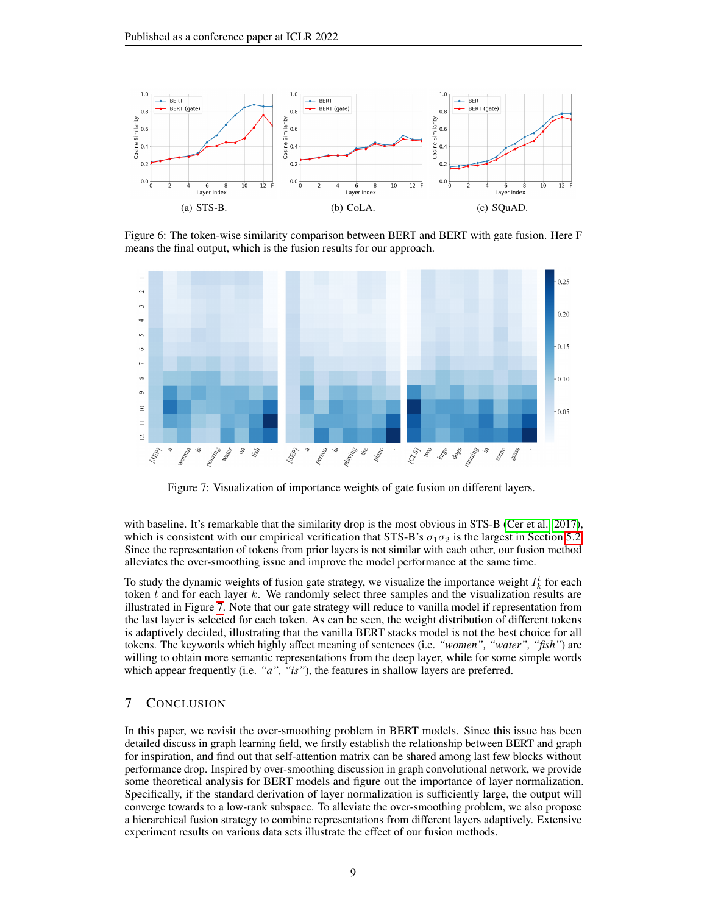(a) STS-B.

(b) CoLA.

(c) SQuAD.

Figure 6: The token-wise similarity comparison between BERT and BERT with gate fusion. Here F means the final output, which is the fusion results for our approach.

Figure 7: Visualization of importance weights of gate fusion on different layers.

with baseline. It's remarkable that the similarity drop is the most obvious in STS-B (Cer et al., 2017), which is consistent with our empirical verification that STS-B's $\sigma_1\sigma_2$ is the largest in Section 5.2. Since the representation of tokens from prior layers is not similar with each other, our fusion method alleviates the over-smoothing issue and improve the model performance at the same time.

To study the dynamic weights of fusion gate strategy, we visualize the importance weight $I_k^t$ for each token $t$ and for each layer $k$. We randomly select three samples and the visualization results are illustrated in Figure 7. Note that our gate strategy will reduce to vanilla model if representation from the last layer is selected for each token. As can be seen, the weight distribution of different tokens is adaptively decided, illustrating that the vanilla BERT stacks model is not the best choice for all tokens. The keywords which highly affect meaning of sentences (i.e. *"women", "water", "fish"*) are willing to obtain more semantic representations from the deep layer, while for some simple words which appear frequently (i.e. *"a", "is"*), the features in shallow layers are preferred.

## 7 Conclusion

In this paper, we revisit the over-smoothing problem in BERT models. Since this issue has been detailed discuss in graph learning field, we firstly establish the relationship between BERT and graph for inspiration, and find out that self-attention matrix can be shared among last few blocks without performance drop. Inspired by over-smoothing discussion in graph convolutional network, we provide some theoretical analysis for BERT models and figure out the importance of layer normalization. Specifically, if the standard derivation of layer normalization is sufficiently large, the output will converge towards to a low-rank subspace. To alleviate the over-smoothing problem, we also propose a hierarchical fusion strategy to combine representations from different layers adaptively. Extensive experiment results on various data sets illustrate the effect of our fusion methods.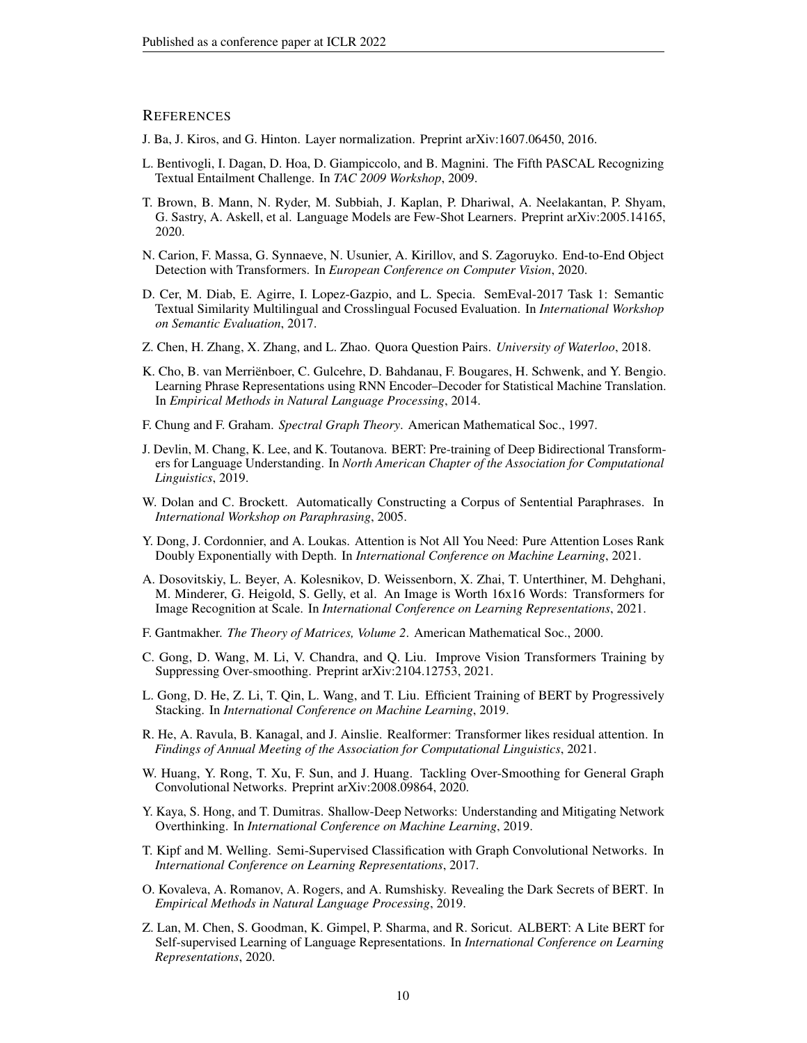## References

J. Ba, J. Kiros, and G. Hinton. Layer normalization. Preprint arXiv:1607.06450, 2016.

L. Bentivogli, I. Dagan, D. Hoa, D. Giampiccolo, and B. Magnini. The Fifth PASCAL Recognizing Textual Entailment Challenge. In *TAC 2009 Workshop*, 2009.

T. Brown, B. Mann, N. Ryder, M. Subbiah, J. Kaplan, P. Dhariwal, A. Neelakantan, P. Shyam, G. Sastry, A. Askell, et al. Language Models are Few-Shot Learners. Preprint arXiv:2005.14165, 2020.

N. Carion, F. Massa, G. Synnaeve, N. Usunier, A. Kirillov, and S. Zagoruyko. End-to-End Object Detection with Transformers. In *European Conference on Computer Vision*, 2020.

D. Cer, M. Diab, E. Agirre, I. Lopez-Gazpio, and L. Specia. SemEval-2017 Task 1: Semantic Textual Similarity Multilingual and Crosslingual Focused Evaluation. In *International Workshop on Semantic Evaluation*, 2017.

Z. Chen, H. Zhang, X. Zhang, and L. Zhao. Quora Question Pairs. *University of Waterloo*, 2018.

K. Cho, B. van Merriënboer, C. Gulcehre, D. Bahdanau, F. Bougares, H. Schwenk, and Y. Bengio. Learning Phrase Representations using RNN Encoder–Decoder for Statistical Machine Translation. In *Empirical Methods in Natural Language Processing*, 2014.

F. Chung and F. Graham. *Spectral Graph Theory*. American Mathematical Soc., 1997.

J. Devlin, M. Chang, K. Lee, and K. Toutanova. BERT: Pre-training of Deep Bidirectional Transformers for Language Understanding. In *North American Chapter of the Association for Computational Linguistics*, 2019.

W. Dolan and C. Brockett. Automatically Constructing a Corpus of Sentential Paraphrases. In *International Workshop on Paraphrasing*, 2005.

Y. Dong, J. Cordonnier, and A. Loukas. Attention is Not All You Need: Pure Attention Loses Rank Doubly Exponentially with Depth. In *International Conference on Machine Learning*, 2021.

A. Dosovitskiy, L. Beyer, A. Kolesnikov, D. Weissenborn, X. Zhai, T. Unterthiner, M. Dehghani, M. Minderer, G. Heigold, S. Gelly, et al. An Image is Worth 16x16 Words: Transformers for Image Recognition at Scale. In *International Conference on Learning Representations*, 2021.

F. Gantmakher. *The Theory of Matrices, Volume 2*. American Mathematical Soc., 2000.

C. Gong, D. Wang, M. Li, V. Chandra, and Q. Liu. Improve Vision Transformers Training by Suppressing Over-smoothing. Preprint arXiv:2104.12753, 2021.

L. Gong, D. He, Z. Li, T. Qin, L. Wang, and T. Liu. Efficient Training of BERT by Progressively Stacking. In *International Conference on Machine Learning*, 2019.

R. He, A. Ravula, B. Kanagal, and J. Ainslie. Realformer: Transformer likes residual attention. In *Findings of Annual Meeting of the Association for Computational Linguistics*, 2021.

W. Huang, Y. Rong, T. Xu, F. Sun, and J. Huang. Tackling Over-Smoothing for General Graph Convolutional Networks. Preprint arXiv:2008.09864, 2020.

Y. Kaya, S. Hong, and T. Dumitras. Shallow-Deep Networks: Understanding and Mitigating Network Overthinking. In *International Conference on Machine Learning*, 2019.

T. Kipf and M. Welling. Semi-Supervised Classification with Graph Convolutional Networks. In *International Conference on Learning Representations*, 2017.

O. Kovaleva, A. Romanov, A. Rogers, and A. Rumshisky. Revealing the Dark Secrets of BERT. In *Empirical Methods in Natural Language Processing*, 2019.

Z. Lan, M. Chen, S. Goodman, K. Gimpel, P. Sharma, and R. Soricut. ALBERT: A Lite BERT for Self-supervised Learning of Language Representations. In *International Conference on Learning Representations*, 2020.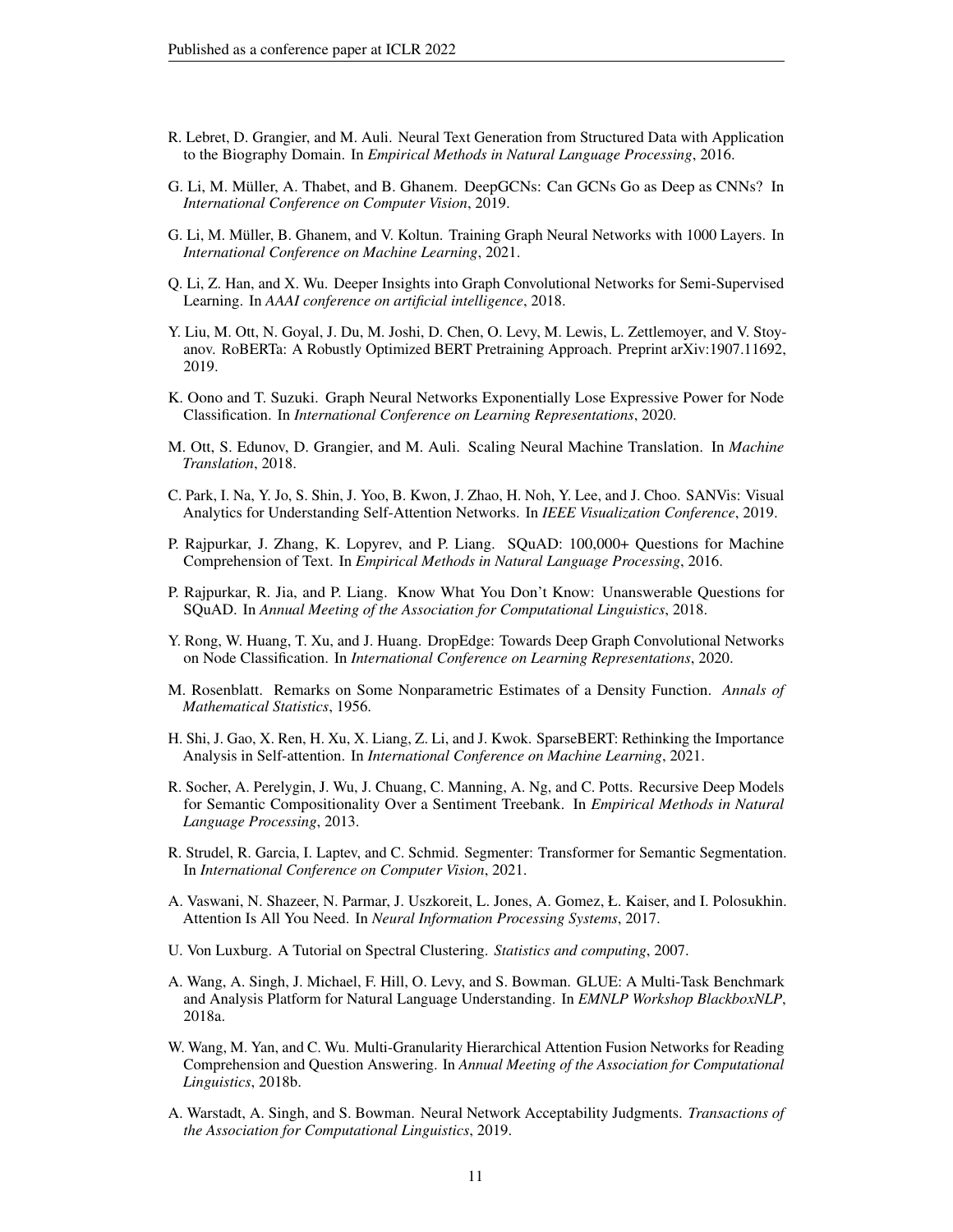R. Lebret, D. Grangier, and M. Auli. Neural Text Generation from Structured Data with Application to the Biography Domain. In *Empirical Methods in Natural Language Processing*, 2016.

G. Li, M. Müller, A. Thabet, and B. Ghanem. DeepGCNs: Can GCNs Go as Deep as CNNs? In *International Conference on Computer Vision*, 2019.

G. Li, M. Müller, B. Ghanem, and V. Koltun. Training Graph Neural Networks with 1000 Layers. In *International Conference on Machine Learning*, 2021.

Q. Li, Z. Han, and X. Wu. Deeper Insights into Graph Convolutional Networks for Semi-Supervised Learning. In *AAAI conference on artificial intelligence*, 2018.

Y. Liu, M. Ott, N. Goyal, J. Du, M. Joshi, D. Chen, O. Levy, M. Lewis, L. Zettlemoyer, and V. Stoyanov. RoBERTa: A Robustly Optimized BERT Pretraining Approach. Preprint arXiv:1907.11692, 2019.

K. Oono and T. Suzuki. Graph Neural Networks Exponentially Lose Expressive Power for Node Classification. In *International Conference on Learning Representations*, 2020.

M. Ott, S. Edunov, D. Grangier, and M. Auli. Scaling Neural Machine Translation. In *Machine Translation*, 2018.

C. Park, I. Na, Y. Jo, S. Shin, J. Yoo, B. Kwon, J. Zhao, H. Noh, Y. Lee, and J. Choo. SANVis: Visual Analytics for Understanding Self-Attention Networks. In *IEEE Visualization Conference*, 2019.

P. Rajpurkar, J. Zhang, K. Lopyrev, and P. Liang. SQuAD: 100,000+ Questions for Machine Comprehension of Text. In *Empirical Methods in Natural Language Processing*, 2016.

P. Rajpurkar, R. Jia, and P. Liang. Know What You Don't Know: Unanswerable Questions for SQuAD. In *Annual Meeting of the Association for Computational Linguistics*, 2018.

Y. Rong, W. Huang, T. Xu, and J. Huang. DropEdge: Towards Deep Graph Convolutional Networks on Node Classification. In *International Conference on Learning Representations*, 2020.

M. Rosenblatt. Remarks on Some Nonparametric Estimates of a Density Function. *Annals of Mathematical Statistics*, 1956.

H. Shi, J. Gao, X. Ren, H. Xu, X. Liang, Z. Li, and J. Kwok. SparseBERT: Rethinking the Importance Analysis in Self-attention. In *International Conference on Machine Learning*, 2021.

R. Socher, A. Perelygin, J. Wu, J. Chuang, C. Manning, A. Ng, and C. Potts. Recursive Deep Models for Semantic Compositionality Over a Sentiment Treebank. In *Empirical Methods in Natural Language Processing*, 2013.

R. Strudel, R. Garcia, I. Laptev, and C. Schmid. Segmenter: Transformer for Semantic Segmentation. In *International Conference on Computer Vision*, 2021.

A. Vaswani, N. Shazeer, N. Parmar, J. Uszkoreit, L. Jones, A. Gomez, Ł. Kaiser, and I. Polosukhin. Attention Is All You Need. In *Neural Information Processing Systems*, 2017.

U. Von Luxburg. A Tutorial on Spectral Clustering. *Statistics and computing*, 2007.

A. Wang, A. Singh, J. Michael, F. Hill, O. Levy, and S. Bowman. GLUE: A Multi-Task Benchmark and Analysis Platform for Natural Language Understanding. In *EMNLP Workshop BlackboxNLP*, 2018a.

W. Wang, M. Yan, and C. Wu. Multi-Granularity Hierarchical Attention Fusion Networks for Reading Comprehension and Question Answering. In *Annual Meeting of the Association for Computational Linguistics*, 2018b.

A. Warstadt, A. Singh, and S. Bowman. Neural Network Acceptability Judgments. *Transactions of the Association for Computational Linguistics*, 2019.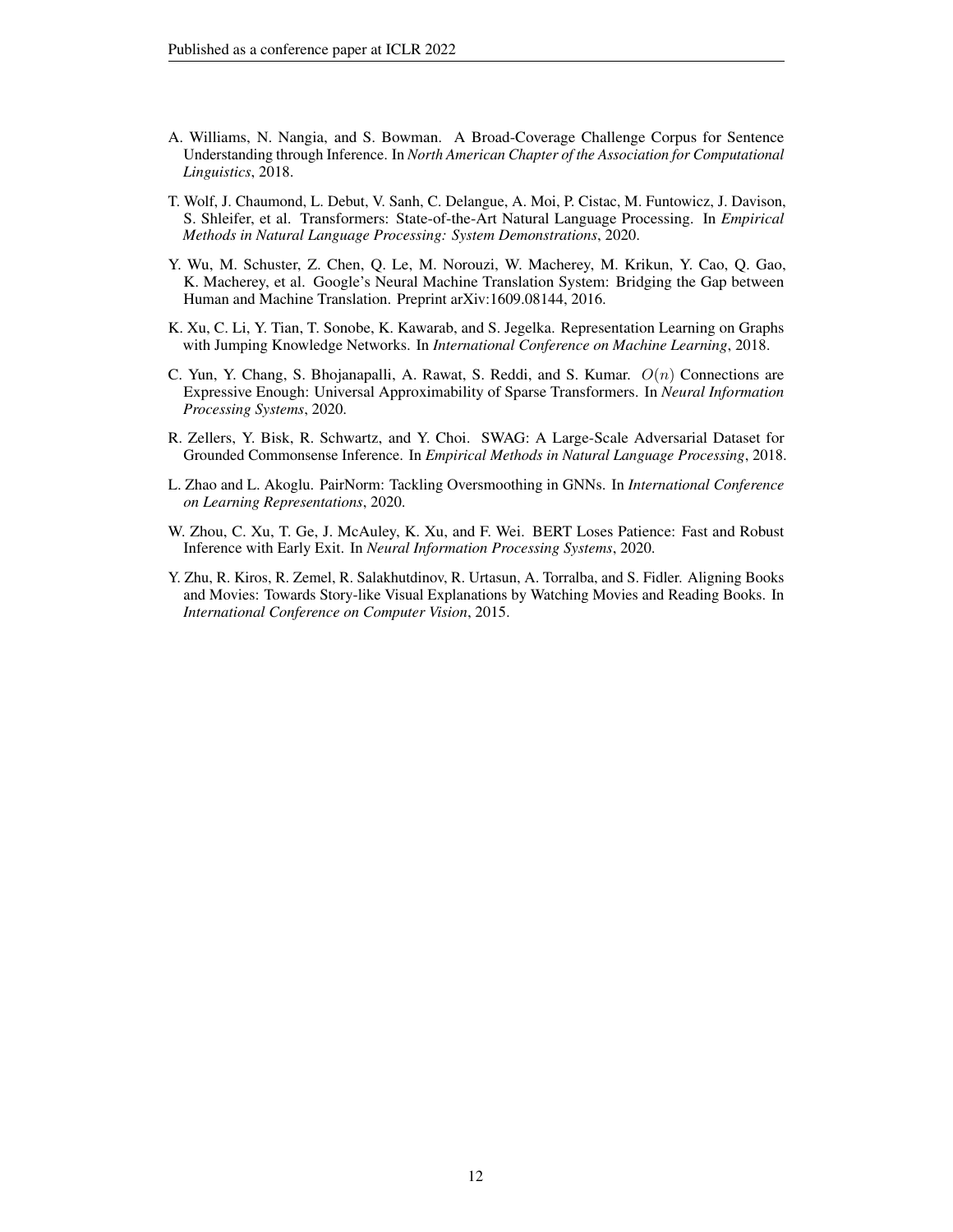A. Williams, N. Nangia, and S. Bowman. A Broad-Coverage Challenge Corpus for Sentence Understanding through Inference. In *North American Chapter of the Association for Computational Linguistics*, 2018.

T. Wolf, J. Chaumond, L. Debut, V. Sanh, C. Delangue, A. Moi, P. Cistac, M. Funtowicz, J. Davison, S. Shleifer, et al. Transformers: State-of-the-Art Natural Language Processing. In *Empirical Methods in Natural Language Processing: System Demonstrations*, 2020.

Y. Wu, M. Schuster, Z. Chen, Q. Le, M. Norouzi, W. Macherey, M. Krikun, Y. Cao, Q. Gao, K. Macherey, et al. Google's Neural Machine Translation System: Bridging the Gap between Human and Machine Translation. Preprint arXiv:1609.08144, 2016.

K. Xu, C. Li, Y. Tian, T. Sonobe, K. Kawarab, and S. Jegelka. Representation Learning on Graphs with Jumping Knowledge Networks. In *International Conference on Machine Learning*, 2018.

C. Yun, Y. Chang, S. Bhojanapalli, A. Rawat, S. Reddi, and S. Kumar. $O(n)$ Connections are Expressive Enough: Universal Approximability of Sparse Transformers. In *Neural Information Processing Systems*, 2020.

R. Zellers, Y. Bisk, R. Schwartz, and Y. Choi. SWAG: A Large-Scale Adversarial Dataset for Grounded Commonsense Inference. In *Empirical Methods in Natural Language Processing*, 2018.

L. Zhao and L. Akoglu. PairNorm: Tackling Oversmoothing in GNNs. In *International Conference on Learning Representations*, 2020.

W. Zhou, C. Xu, T. Ge, J. McAuley, K. Xu, and F. Wei. BERT Loses Patience: Fast and Robust Inference with Early Exit. In *Neural Information Processing Systems*, 2020.

Y. Zhu, R. Kiros, R. Zemel, R. Salakhutdinov, R. Urtasun, A. Torralba, and S. Fidler. Aligning Books and Movies: Towards Story-like Visual Explanations by Watching Movies and Reading Books. In *International Conference on Computer Vision*, 2015.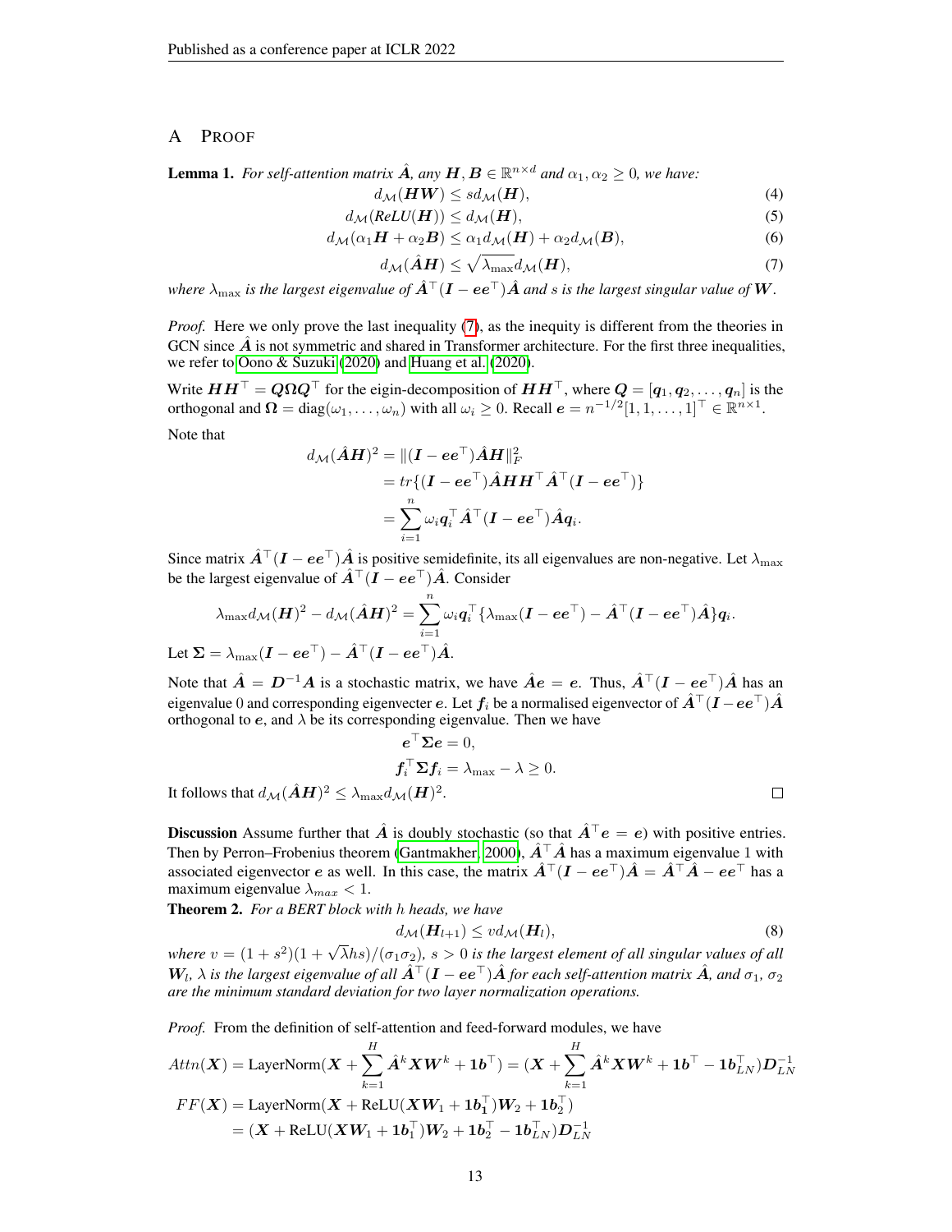## A Proof

**Lemma 1.** *For self-attention matrix $\hat{\boldsymbol{A}}$, any $\boldsymbol{H}, \boldsymbol{B} \in \mathbb{R}^{n \times d}$ and $\alpha_1, \alpha_2 \geq 0$, we have:*

$$d_{\mathcal{M}}(\boldsymbol{H}\boldsymbol{W}) \leq s d_{\mathcal{M}}(\boldsymbol{H}), \tag{4}$$

$$d_{\mathcal{M}}(\text{ReLU}(\boldsymbol{H})) \leq d_{\mathcal{M}}(\boldsymbol{H}), \tag{5}$$

$$d_{\mathcal{M}}(\alpha_1 \boldsymbol{H} + \alpha_2 \boldsymbol{B}) \leq \alpha_1 d_{\mathcal{M}}(\boldsymbol{H}) + \alpha_2 d_{\mathcal{M}}(\boldsymbol{B}), \tag{6}$$

$$d_{\mathcal{M}}(\hat{\boldsymbol{A}}\boldsymbol{H}) \leq \sqrt{\lambda_{\max}} d_{\mathcal{M}}(\boldsymbol{H}), \tag{7}$$

*where $\lambda_{\max}$ is the largest eigenvalue of $\hat{\boldsymbol{A}}^\top(\boldsymbol{I} - \boldsymbol{e}\boldsymbol{e}^\top)\hat{\boldsymbol{A}}$ and $s$ is the largest singular value of $\boldsymbol{W}$.*

*Proof.* Here we only prove the last inequality (7), as the inequity is different from the theories in GCN since $\hat{\boldsymbol{A}}$ is not symmetric and shared in Transformer architecture. For the first three inequalities, we refer to Oono & Suzuki (2020) and Huang et al. (2020).

Write $\boldsymbol{H}\boldsymbol{H}^\top = \boldsymbol{Q}\boldsymbol{\Omega}\boldsymbol{Q}^\top$ for the eigin-decomposition of $\boldsymbol{H}\boldsymbol{H}^\top$, where $\boldsymbol{Q} = [\boldsymbol{q}_1, \boldsymbol{q}_2, \ldots, \boldsymbol{q}_n]$ is the orthogonal and $\boldsymbol{\Omega} = \text{diag}(\omega_1, \ldots, \omega_n)$ with all $\omega_i \geq 0$. Recall $\boldsymbol{e} = n^{-1/2}[1, 1, \ldots, 1]^\top \in \mathbb{R}^{n \times 1}$.

Note that

$$\begin{aligned}
d_{\mathcal{M}}(\hat{\boldsymbol{A}}\boldsymbol{H})^2 &= \|(\boldsymbol{I} - \boldsymbol{e}\boldsymbol{e}^\top)\hat{\boldsymbol{A}}\boldsymbol{H}\|_F^2 \\
&= tr\{(\boldsymbol{I} - \boldsymbol{e}\boldsymbol{e}^\top)\hat{\boldsymbol{A}}\boldsymbol{H}\boldsymbol{H}^\top\hat{\boldsymbol{A}}^\top(\boldsymbol{I} - \boldsymbol{e}\boldsymbol{e}^\top)\} \\
&= \sum_{i=1}^{n} \omega_i \boldsymbol{q}_i^\top \hat{\boldsymbol{A}}^\top(\boldsymbol{I} - \boldsymbol{e}\boldsymbol{e}^\top)\hat{\boldsymbol{A}}\boldsymbol{q}_i.
\end{aligned}$$

Since matrix $\hat{\boldsymbol{A}}^\top(\boldsymbol{I} - \boldsymbol{e}\boldsymbol{e}^\top)\hat{\boldsymbol{A}}$ is positive semidefinite, its all eigenvalues are non-negative. Let $\lambda_{\max}$ be the largest eigenvalue of $\hat{\boldsymbol{A}}^\top(\boldsymbol{I} - \boldsymbol{e}\boldsymbol{e}^\top)\hat{\boldsymbol{A}}$. Consider

$$\lambda_{\max} d_{\mathcal{M}}(\boldsymbol{H})^2 - d_{\mathcal{M}}(\hat{\boldsymbol{A}}\boldsymbol{H})^2 = \sum_{i=1}^{n} \omega_i \boldsymbol{q}_i^\top \{\lambda_{\max}(\boldsymbol{I} - \boldsymbol{e}\boldsymbol{e}^\top) - \hat{\boldsymbol{A}}^\top(\boldsymbol{I} - \boldsymbol{e}\boldsymbol{e}^\top)\hat{\boldsymbol{A}}\}\boldsymbol{q}_i.$$

Let $\boldsymbol{\Sigma} = \lambda_{\max}(\boldsymbol{I} - \boldsymbol{e}\boldsymbol{e}^\top) - \hat{\boldsymbol{A}}^\top(\boldsymbol{I} - \boldsymbol{e}\boldsymbol{e}^\top)\hat{\boldsymbol{A}}$.

Note that $\hat{\boldsymbol{A}} = \boldsymbol{D}^{-1}\boldsymbol{A}$ is a stochastic matrix, we have $\hat{\boldsymbol{A}}\boldsymbol{e} = \boldsymbol{e}$. Thus, $\hat{\boldsymbol{A}}^\top(\boldsymbol{I} - \boldsymbol{e}\boldsymbol{e}^\top)\hat{\boldsymbol{A}}$ has an eigenvalue 0 and corresponding eigenvecter $\boldsymbol{e}$. Let $\boldsymbol{f}_i$ be a normalised eigenvector of $\hat{\boldsymbol{A}}^\top(\boldsymbol{I} - \boldsymbol{e}\boldsymbol{e}^\top)\hat{\boldsymbol{A}}$ orthogonal to $\boldsymbol{e}$, and $\lambda$ be its corresponding eigenvalue. Then we have

$$\boldsymbol{e}^\top \boldsymbol{\Sigma} \boldsymbol{e} = 0,$$

$$\boldsymbol{f}_i^\top \boldsymbol{\Sigma} \boldsymbol{f}_i = \lambda_{\max} - \lambda \geq 0.$$

It follows that $d_{\mathcal{M}}(\hat{\boldsymbol{A}}\boldsymbol{H})^2 \leq \lambda_{\max} d_{\mathcal{M}}(\boldsymbol{H})^2$. ∎

**Discussion** Assume further that $\hat{\boldsymbol{A}}$ is doubly stochastic (so that $\hat{\boldsymbol{A}}^\top \boldsymbol{e} = \boldsymbol{e}$) with positive entries. Then by Perron–Frobenius theorem (Gantmakher, 2000), $\hat{\boldsymbol{A}}^\top\hat{\boldsymbol{A}}$ has a maximum eigenvalue 1 with associated eigenvector $\boldsymbol{e}$ as well. In this case, the matrix $\hat{\boldsymbol{A}}^\top(\boldsymbol{I} - \boldsymbol{e}\boldsymbol{e}^\top)\hat{\boldsymbol{A}} = \hat{\boldsymbol{A}}^\top\hat{\boldsymbol{A}} - \boldsymbol{e}\boldsymbol{e}^\top$ has a maximum eigenvalue $\lambda_{max} < 1$.

**Theorem 2.** *For a BERT block with $h$ heads, we have*

$$d_{\mathcal{M}}(\boldsymbol{H}_{l+1}) \leq v d_{\mathcal{M}}(\boldsymbol{H}_l), \tag{8}$$

*where $v = (1 + s^2)(1 + \sqrt{\lambda} hs)/(\sigma_1 \sigma_2)$, $s > 0$ is the largest element of all singular values of all $\boldsymbol{W}_l$, $\lambda$ is the largest eigenvalue of all $\hat{\boldsymbol{A}}^\top(\boldsymbol{I} - \boldsymbol{e}\boldsymbol{e}^\top)\hat{\boldsymbol{A}}$ for each self-attention matrix $\hat{\boldsymbol{A}}$, and $\sigma_1$, $\sigma_2$ are the minimum standard deviation for two layer normalization operations.*

*Proof.* From the definition of self-attention and feed-forward modules, we have

$$Attn(\boldsymbol{X}) = \text{LayerNorm}(\boldsymbol{X} + \sum_{k=1}^{H} \hat{\boldsymbol{A}}^k \boldsymbol{X} \boldsymbol{W}^k + \boldsymbol{1}\boldsymbol{b}^\top) = (\boldsymbol{X} + \sum_{k=1}^{H} \hat{\boldsymbol{A}}^k \boldsymbol{X} \boldsymbol{W}^k + \boldsymbol{1}\boldsymbol{b}^\top - \boldsymbol{1}\boldsymbol{b}_{LN}^\top)\boldsymbol{D}_{LN}^{-1}$$

$$\begin{aligned}
FF(\boldsymbol{X}) &= \text{LayerNorm}(\boldsymbol{X} + \text{ReLU}(\boldsymbol{X}\boldsymbol{W}_1 + \boldsymbol{1}\boldsymbol{b}_1^\top)\boldsymbol{W}_2 + \boldsymbol{1}\boldsymbol{b}_2^\top) \\
&= (\boldsymbol{X} + \text{ReLU}(\boldsymbol{X}\boldsymbol{W}_1 + \boldsymbol{1}\boldsymbol{b}_1^\top)\boldsymbol{W}_2 + \boldsymbol{1}\boldsymbol{b}_2^\top - \boldsymbol{1}\boldsymbol{b}_{LN}^\top)\boldsymbol{D}_{LN}^{-1}
\end{aligned}$$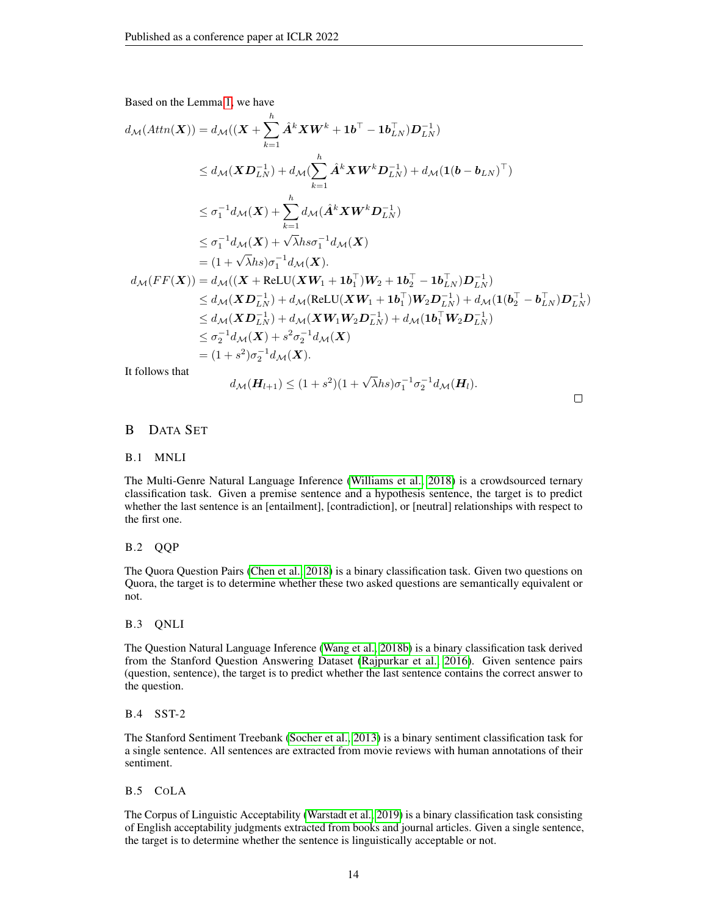Based on the Lemma 1, we have

$$
\begin{aligned}
d_{\mathcal{M}}(Attn(\boldsymbol{X})) &= d_{\mathcal{M}}((\boldsymbol{X} + \sum_{k=1}^{h} \hat{\boldsymbol{A}}^k \boldsymbol{X} \boldsymbol{W}^k + \boldsymbol{1}\boldsymbol{b}^\top - \boldsymbol{1}\boldsymbol{b}_{LN}^\top)\boldsymbol{D}_{LN}^{-1}) \\
&\leq d_{\mathcal{M}}(\boldsymbol{X}\boldsymbol{D}_{LN}^{-1}) + d_{\mathcal{M}}(\sum_{k=1}^{h} \hat{\boldsymbol{A}}^k \boldsymbol{X} \boldsymbol{W}^k \boldsymbol{D}_{LN}^{-1}) + d_{\mathcal{M}}(\boldsymbol{1}(\boldsymbol{b} - \boldsymbol{b}_{LN})^\top) \\
&\leq \sigma_1^{-1} d_{\mathcal{M}}(\boldsymbol{X}) + \sum_{k=1}^{h} d_{\mathcal{M}}(\hat{\boldsymbol{A}}^k \boldsymbol{X} \boldsymbol{W}^k \boldsymbol{D}_{LN}^{-1}) \\
&\leq \sigma_1^{-1} d_{\mathcal{M}}(\boldsymbol{X}) + \sqrt{\lambda} hs \sigma_1^{-1} d_{\mathcal{M}}(\boldsymbol{X}) \\
&= (1 + \sqrt{\lambda} hs) \sigma_1^{-1} d_{\mathcal{M}}(\boldsymbol{X}). \\
d_{\mathcal{M}}(FF(\boldsymbol{X})) &= d_{\mathcal{M}}((\boldsymbol{X} + \mathrm{ReLU}(\boldsymbol{X}\boldsymbol{W}_1 + \boldsymbol{1}\boldsymbol{b}_1^\top)\boldsymbol{W}_2 + \boldsymbol{1}\boldsymbol{b}_2^\top - \boldsymbol{1}\boldsymbol{b}_{LN}^\top)\boldsymbol{D}_{LN}^{-1}) \\
&\leq d_{\mathcal{M}}(\boldsymbol{X}\boldsymbol{D}_{LN}^{-1}) + d_{\mathcal{M}}(\mathrm{ReLU}(\boldsymbol{X}\boldsymbol{W}_1 + \boldsymbol{1}\boldsymbol{b}_1^\top)\boldsymbol{W}_2\boldsymbol{D}_{LN}^{-1}) + d_{\mathcal{M}}(\boldsymbol{1}(\boldsymbol{b}_2^\top - \boldsymbol{b}_{LN}^\top)\boldsymbol{D}_{LN}^{-1}) \\
&\leq d_{\mathcal{M}}(\boldsymbol{X}\boldsymbol{D}_{LN}^{-1}) + d_{\mathcal{M}}(\boldsymbol{X}\boldsymbol{W}_1\boldsymbol{W}_2\boldsymbol{D}_{LN}^{-1}) + d_{\mathcal{M}}(\boldsymbol{1}\boldsymbol{b}_1^\top \boldsymbol{W}_2 \boldsymbol{D}_{LN}^{-1}) \\
&\leq \sigma_2^{-1} d_{\mathcal{M}}(\boldsymbol{X}) + s^2 \sigma_2^{-1} d_{\mathcal{M}}(\boldsymbol{X}) \\
&= (1 + s^2) \sigma_2^{-1} d_{\mathcal{M}}(\boldsymbol{X}).
\end{aligned}
$$

It follows that

$$
d_{\mathcal{M}}(\boldsymbol{H}_{l+1}) \leq (1 + s^2)(1 + \sqrt{\lambda} hs) \sigma_1^{-1} \sigma_2^{-1} d_{\mathcal{M}}(\boldsymbol{H}_l).
$$

□

## B Data Set

### B.1 MNLI

The Multi-Genre Natural Language Inference (Williams et al., 2018) is a crowdsourced ternary classification task. Given a premise sentence and a hypothesis sentence, the target is to predict whether the last sentence is an [entailment], [contradiction], or [neutral] relationships with respect to the first one.

### B.2 QQP

The Quora Question Pairs (Chen et al., 2018) is a binary classification task. Given two questions on Quora, the target is to determine whether these two asked questions are semantically equivalent or not.

### B.3 QNLI

The Question Natural Language Inference (Wang et al., 2018b) is a binary classification task derived from the Stanford Question Answering Dataset (Rajpurkar et al., 2016). Given sentence pairs (question, sentence), the target is to predict whether the last sentence contains the correct answer to the question.

### B.4 SST-2

The Stanford Sentiment Treebank (Socher et al., 2013) is a binary sentiment classification task for a single sentence. All sentences are extracted from movie reviews with human annotations of their sentiment.

### B.5 CoLA

The Corpus of Linguistic Acceptability (Warstadt et al., 2019) is a binary classification task consisting of English acceptability judgments extracted from books and journal articles. Given a single sentence, the target is to determine whether the sentence is linguistically acceptable or not.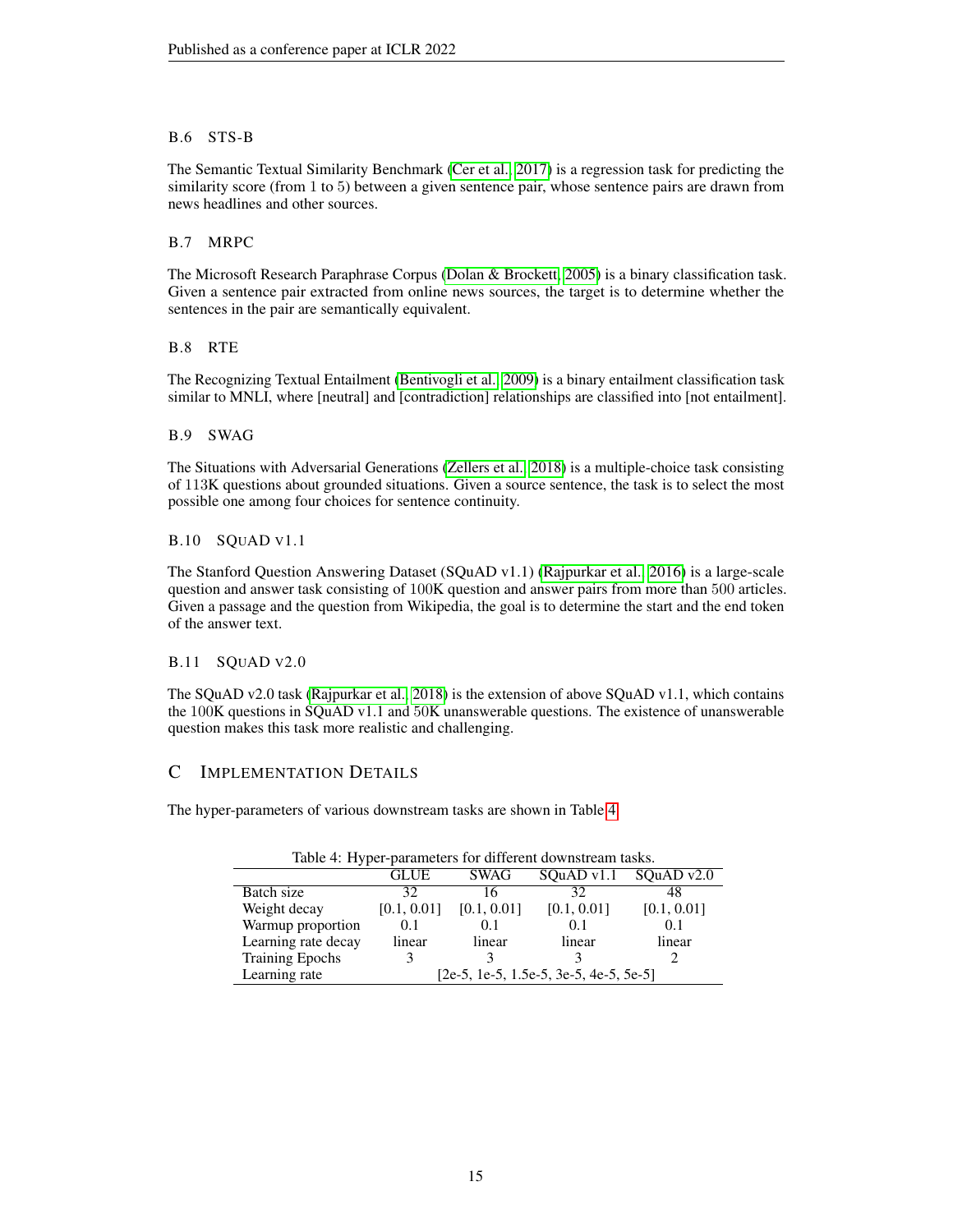### B.6 STS-B

The Semantic Textual Similarity Benchmark (Cer et al., 2017) is a regression task for predicting the similarity score (from 1 to 5) between a given sentence pair, whose sentence pairs are drawn from news headlines and other sources.

### B.7 MRPC

The Microsoft Research Paraphrase Corpus (Dolan & Brockett, 2005) is a binary classification task. Given a sentence pair extracted from online news sources, the target is to determine whether the sentences in the pair are semantically equivalent.

### B.8 RTE

The Recognizing Textual Entailment (Bentivogli et al., 2009) is a binary entailment classification task similar to MNLI, where [neutral] and [contradiction] relationships are classified into [not entailment].

### B.9 SWAG

The Situations with Adversarial Generations (Zellers et al., 2018) is a multiple-choice task consisting of 113K questions about grounded situations. Given a source sentence, the task is to select the most possible one among four choices for sentence continuity.

### B.10 SQuAD v1.1

The Stanford Question Answering Dataset (SQuAD v1.1) (Rajpurkar et al., 2016) is a large-scale question and answer task consisting of 100K question and answer pairs from more than 500 articles. Given a passage and the question from Wikipedia, the goal is to determine the start and the end token of the answer text.

### B.11 SQuAD v2.0

The SQuAD v2.0 task (Rajpurkar et al., 2018) is the extension of above SQuAD v1.1, which contains the 100K questions in SQuAD v1.1 and 50K unanswerable questions. The existence of unanswerable question makes this task more realistic and challenging.

## C Implementation Details

The hyper-parameters of various downstream tasks are shown in Table 4.

Table 4: Hyper-parameters for different downstream tasks.

| | GLUE | SWAG | SQuAD v1.1 | SQuAD v2.0 |
|---|---|---|---|---|
| Batch size | 32 | 16 | 32 | 48 |
| Weight decay | [0.1, 0.01] | [0.1, 0.01] | [0.1, 0.01] | [0.1, 0.01] |
| Warmup proportion | 0.1 | 0.1 | 0.1 | 0.1 |
| Learning rate decay | linear | linear | linear | linear |
| Training Epochs | 3 | 3 | 3 | 2 |
| Learning rate | [2e-5, 1e-5, 1.5e-5, 3e-5, 4e-5, 5e-5] | | | |